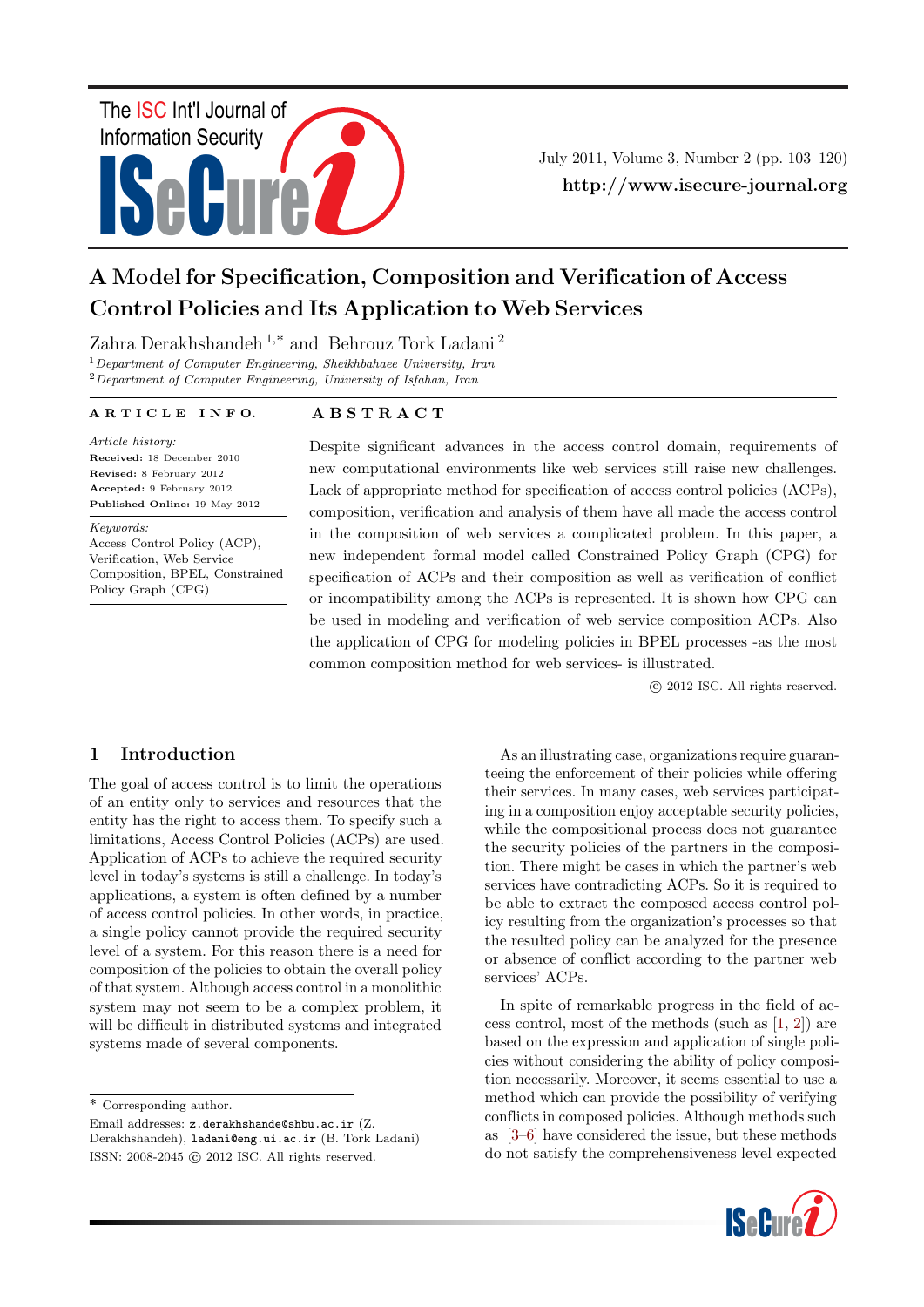# A Model for Specification, Composition and Verification of Access Control Policies and Its Application to Web Services

Zahra Derakhshandeh [1,*] and Behrouz Tork Ladani [2]

[1] *Department of Computer Engineering, Sheikhbahaee University, Iran*
[2] *Department of Computer Engineering, University of Isfahan, Iran*

**ARTICLE INFO.**

*Article history:*
**Received:** 18 December 2010
**Revised:** 8 February 2012
**Accepted:** 9 February 2012
**Published Online:** 19 May 2012

*Keywords:*
Access Control Policy (ACP), Verification, Web Service Composition, BPEL, Constrained Policy Graph (CPG)

**ABSTRACT**

Despite significant advances in the access control domain, requirements of new computational environments like web services still raise new challenges. Lack of appropriate method for specification of access control policies (ACPs), composition, verification and analysis of them have all made the access control in the composition of web services a complicated problem. In this paper, a new independent formal model called Constrained Policy Graph (CPG) for specification of ACPs and their composition as well as verification of conflict or incompatibility among the ACPs is represented. It is shown how CPG can be used in modeling and verification of web service composition ACPs. Also the application of CPG for modeling policies in BPEL processes -as the most common composition method for web services- is illustrated.

© 2012 ISC. All rights reserved.

## 1 Introduction

The goal of access control is to limit the operations of an entity only to services and resources that the entity has the right to access them. To specify such a limitations, Access Control Policies (ACPs) are used. Application of ACPs to achieve the required security level in today's systems is still a challenge. In today's applications, a system is often defined by a number of access control policies. In other words, in practice, a single policy cannot provide the required security level of a system. For this reason there is a need for composition of the policies to obtain the overall policy of that system. Although access control in a monolithic system may not seem to be a complex problem, it will be difficult in distributed systems and integrated systems made of several components.

As an illustrating case, organizations require guaranteeing the enforcement of their policies while offering their services. In many cases, web services participating in a composition enjoy acceptable security policies, while the compositional process does not guarantee the security policies of the partners in the composition. There might be cases in which the partner's web services have contradicting ACPs. So it is required to be able to extract the composed access control policy resulting from the organization's processes so that the resulted policy can be analyzed for the presence or absence of conflict according to the partner web services' ACPs.

In spite of remarkable progress in the field of access control, most of the methods (such as [1, 2]) are based on the expression and application of single policies without considering the ability of policy composition necessarily. Moreover, it seems essential to use a method which can provide the possibility of verifying conflicts in composed policies. Although methods such as [3–6] have considered the issue, but these methods do not satisfy the comprehensiveness level expected

---

\* Corresponding author.

Email addresses: z.derakhshande@shbu.ac.ir (Z. Derakhshandeh), ladani@eng.ui.ac.ir (B. Tork Ladani)

ISSN: 2008-2045 © 2012 ISC. All rights reserved.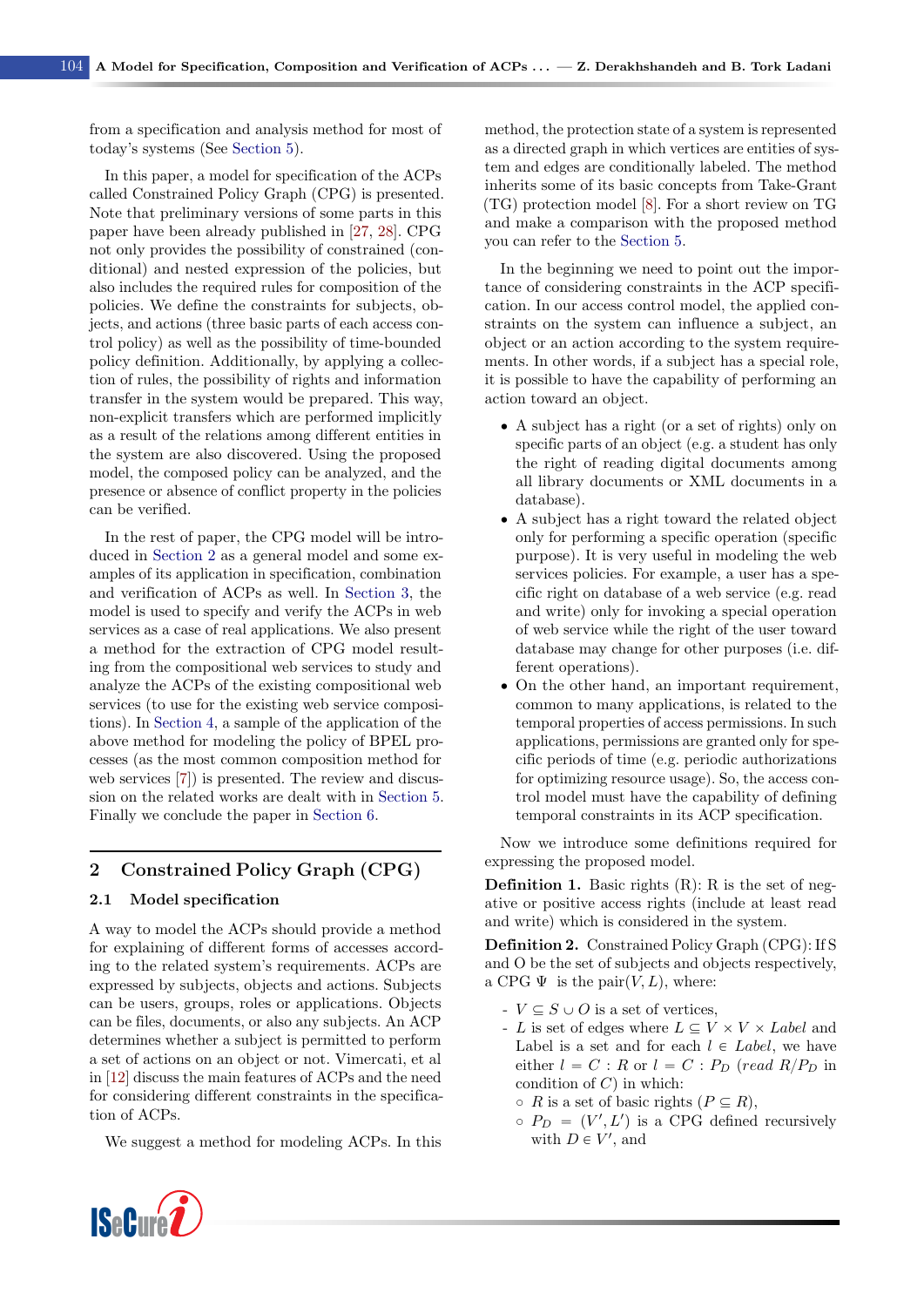from a specification and analysis method for most of today's systems (See Section 5).

In this paper, a model for specification of the ACPs called Constrained Policy Graph (CPG) is presented. Note that preliminary versions of some parts in this paper have been already published in [27, 28]. CPG not only provides the possibility of constrained (conditional) and nested expression of the policies, but also includes the required rules for composition of the policies. We define the constraints for subjects, objects, and actions (three basic parts of each access control policy) as well as the possibility of time-bounded policy definition. Additionally, by applying a collection of rules, the possibility of rights and information transfer in the system would be prepared. This way, non-explicit transfers which are performed implicitly as a result of the relations among different entities in the system are also discovered. Using the proposed model, the composed policy can be analyzed, and the presence or absence of conflict property in the policies can be verified.

In the rest of paper, the CPG model will be introduced in Section 2 as a general model and some examples of its application in specification, combination and verification of ACPs as well. In Section 3, the model is used to specify and verify the ACPs in web services as a case of real applications. We also present a method for the extraction of CPG model resulting from the compositional web services to study and analyze the ACPs of the existing compositional web services (to use for the existing web service compositions). In Section 4, a sample of the application of the above method for modeling the policy of BPEL processes (as the most common composition method for web services [7]) is presented. The review and discussion on the related works are dealt with in Section 5. Finally we conclude the paper in Section 6.

## 2 Constrained Policy Graph (CPG)

### 2.1 Model specification

A way to model the ACPs should provide a method for explaining of different forms of accesses according to the related system's requirements. ACPs are expressed by subjects, objects and actions. Subjects can be users, groups, roles or applications. Objects can be files, documents, or also any subjects. An ACP determines whether a subject is permitted to perform a set of actions on an object or not. Vimercati, et al in [12] discuss the main features of ACPs and the need for considering different constraints in the specification of ACPs.

We suggest a method for modeling ACPs. In this method, the protection state of a system is represented as a directed graph in which vertices are entities of system and edges are conditionally labeled. The method inherits some of its basic concepts from Take-Grant (TG) protection model [8]. For a short review on TG and make a comparison with the proposed method you can refer to the Section 5.

In the beginning we need to point out the importance of considering constraints in the ACP specification. In our access control model, the applied constraints on the system can influence a subject, an object or an action according to the system requirements. In other words, if a subject has a special role, it is possible to have the capability of performing an action toward an object.

- A subject has a right (or a set of rights) only on specific parts of an object (e.g. a student has only the right of reading digital documents among all library documents or XML documents in a database).
- A subject has a right toward the related object only for performing a specific operation (specific purpose). It is very useful in modeling the web services policies. For example, a user has a specific right on database of a web service (e.g. read and write) only for invoking a special operation of web service while the right of the user toward database may change for other purposes (i.e. different operations).
- On the other hand, an important requirement, common to many applications, is related to the temporal properties of access permissions. In such applications, permissions are granted only for specific periods of time (e.g. periodic authorizations for optimizing resource usage). So, the access control model must have the capability of defining temporal constraints in its ACP specification.

Now we introduce some definitions required for expressing the proposed model.

**Definition 1.** Basic rights (R): R is the set of negative or positive access rights (include at least read and write) which is considered in the system.

**Definition 2.** Constrained Policy Graph (CPG): If S and O be the set of subjects and objects respectively, a CPG $\Psi$ is the pair$(V, L)$, where:

- $V \subseteq S \cup O$ is a set of vertices,
- $L$ is set of edges where $L \subseteq V \times V \times Label$ and Label is a set and for each $l \in Label$, we have either $l = C : R$ or $l = C : P_D$ (*read* $R/P_D$ in condition of $C$) in which:
  - $R$ is a set of basic rights ($P \subseteq R$),
  - $P_D = (V', L')$ is a CPG defined recursively with $D \in V'$, and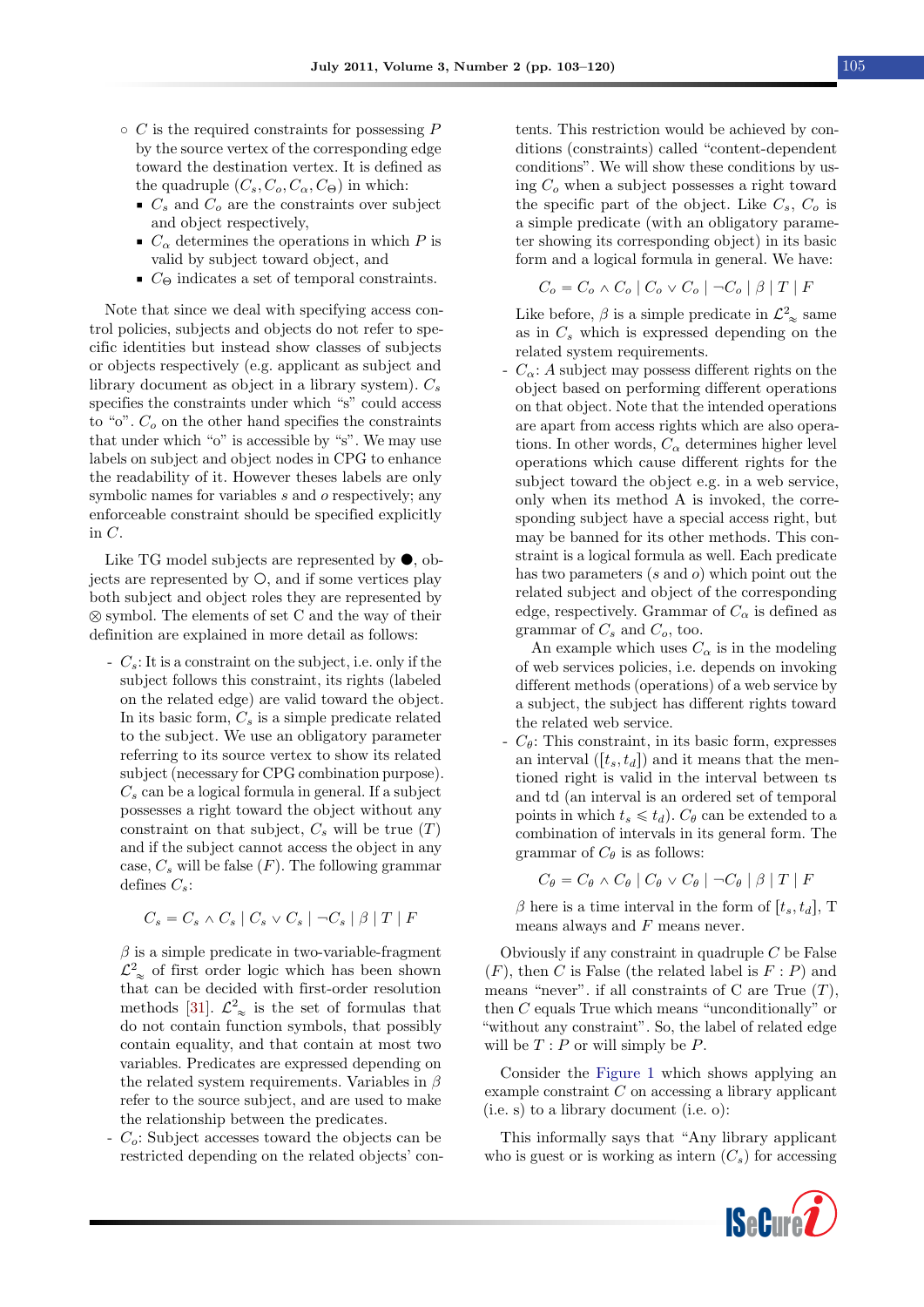- $C$ is the required constraints for possessing $P$ by the source vertex of the corresponding edge toward the destination vertex. It is defined as the quadruple $(C_s, C_o, C_\alpha, C_\Theta)$ in which:
  - $C_s$ and $C_o$ are the constraints over subject and object respectively,
  - $C_\alpha$ determines the operations in which $P$ is valid by subject toward object, and
  - $C_\Theta$ indicates a set of temporal constraints.

Note that since we deal with specifying access control policies, subjects and objects do not refer to specific identities but instead show classes of subjects or objects respectively (e.g. applicant as subject and library document as object in a library system). $C_s$ specifies the constraints under which "s" could access to "o". $C_o$ on the other hand specifies the constraints that under which "o" is accessible by "s". We may use labels on subject and object nodes in CPG to enhance the readability of it. However theses labels are only symbolic names for variables $s$ and $o$ respectively; any enforceable constraint should be specified explicitly in $C$.

Like TG model subjects are represented by ●, objects are represented by ○, and if some vertices play both subject and object roles they are represented by ⊗ symbol. The elements of set C and the way of their definition are explained in more detail as follows:

- $C_s$: It is a constraint on the subject, i.e. only if the subject follows this constraint, its rights (labeled on the related edge) are valid toward the object. In its basic form, $C_s$ is a simple predicate related to the subject. We use an obligatory parameter referring to its source vertex to show its related subject (necessary for CPG combination purpose). $C_s$ can be a logical formula in general. If a subject possesses a right toward the object without any constraint on that subject, $C_s$ will be true ($T$) and if the subject cannot access the object in any case, $C_s$ will be false ($F$). The following grammar defines $C_s$:

$$C_s = C_s \wedge C_s \mid C_s \vee C_s \mid \neg C_s \mid \beta \mid T \mid F$$

  $\beta$ is a simple predicate in two-variable-fragment $\mathcal{L}^2_\approx$ of first order logic which has been shown that can be decided with first-order resolution methods [31]. $\mathcal{L}^2_\approx$ is the set of formulas that do not contain function symbols, that possibly contain equality, and that contain at most two variables. Predicates are expressed depending on the related system requirements. Variables in $\beta$ refer to the source subject, and are used to make the relationship between the predicates.

- $C_o$: Subject accesses toward the objects can be restricted depending on the related objects' contents. This restriction would be achieved by conditions (constraints) called "content-dependent conditions". We will show these conditions by using $C_o$ when a subject possesses a right toward the specific part of the object. Like $C_s$, $C_o$ is a simple predicate (with an obligatory parameter showing its corresponding object) in its basic form and a logical formula in general. We have:

$$C_o = C_o \wedge C_o \mid C_o \vee C_o \mid \neg C_o \mid \beta \mid T \mid F$$

  Like before, $\beta$ is a simple predicate in $\mathcal{L}^2_\approx$ same as in $C_s$ which is expressed depending on the related system requirements.

- $C_\alpha$: A subject may possess different rights on the object based on performing different operations on that object. Note that the intended operations are apart from access rights which are also operations. In other words, $C_\alpha$ determines higher level operations which cause different rights for the subject toward the object e.g. in a web service, only when its method A is invoked, the corresponding subject have a special access right, but may be banned for its other methods. This constraint is a logical formula as well. Each predicate has two parameters ($s$ and $o$) which point out the related subject and object of the corresponding edge, respectively. Grammar of $C_\alpha$ is defined as grammar of $C_s$ and $C_o$, too.

  An example which uses $C_\alpha$ is in the modeling of web services policies, i.e. depends on invoking different methods (operations) of a web service by a subject, the subject has different rights toward the related web service.

- $C_\theta$: This constraint, in its basic form, expresses an interval ($[t_s, t_d]$) and it means that the mentioned right is valid in the interval between ts and td (an interval is an ordered set of temporal points in which $t_s \leqslant t_d$). $C_\theta$ can be extended to a combination of intervals in its general form. The grammar of $C_\theta$ is as follows:

$$C_\theta = C_\theta \wedge C_\theta \mid C_\theta \vee C_\theta \mid \neg C_\theta \mid \beta \mid T \mid F$$

  $\beta$ here is a time interval in the form of $[t_s, t_d]$, T means always and $F$ means never.

Obviously if any constraint in quadruple $C$ be False ($F$), then $C$ is False (the related label is $F : P$) and means "never". if all constraints of C are True ($T$), then $C$ equals True which means "unconditionally" or "without any constraint". So, the label of related edge will be $T : P$ or will simply be $P$.

Consider the Figure 1 which shows applying an example constraint $C$ on accessing a library applicant (i.e. s) to a library document (i.e. o):

This informally says that "Any library applicant who is guest or is working as intern ($C_s$) for accessing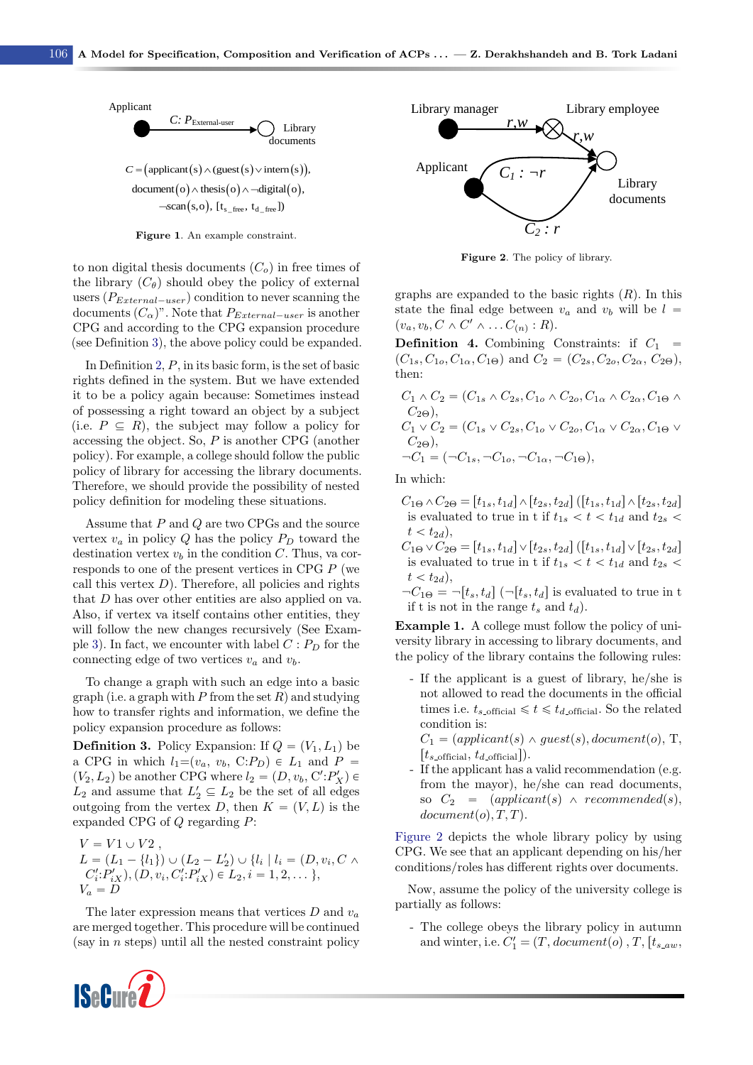Applicant

$C$: $P_{\text{External-user}}$

Library documents

$C = (\text{applicant}(s) \wedge (\text{guest}(s) \vee \text{intern}(s)),$
$\text{document}(o) \wedge \text{thesis}(o) \wedge \neg\text{digital}(o),$
$\neg\text{scan}(s,o), [t_{s\_free}, t_{d\_free}])$

**Figure 1**. An example constraint.

to non digital thesis documents ($C_o$) in free times of the library ($C_\theta$) should obey the policy of external users ($P_{External-user}$) condition to never scanning the documents ($C_\alpha$)". Note that $P_{External-user}$ is another CPG and according to the CPG expansion procedure (see Definition 3), the above policy could be expanded.

In Definition 2, $P$, in its basic form, is the set of basic rights defined in the system. But we have extended it to be a policy again because: Sometimes instead of possessing a right toward an object by a subject (i.e. $P \subseteq R$), the subject may follow a policy for accessing the object. So, $P$ is another CPG (another policy). For example, a college should follow the public policy of library for accessing the library documents. Therefore, we should provide the possibility of nested policy definition for modeling these situations.

Assume that $P$ and $Q$ are two CPGs and the source vertex $v_a$ in policy $Q$ has the policy $P_D$ toward the destination vertex $v_b$ in the condition $C$. Thus, va corresponds to one of the present vertices in CPG $P$ (we call this vertex $D$). Therefore, all policies and rights that $D$ has over other entities are also applied on va. Also, if vertex va itself contains other entities, they will follow the new changes recursively (See Example 3). In fact, we encounter with label $C : P_D$ for the connecting edge of two vertices $v_a$ and $v_b$.

To change a graph with such an edge into a basic graph (i.e. a graph with $P$ from the set $R$) and studying how to transfer rights and information, we define the policy expansion procedure as follows:

**Definition 3.** Policy Expansion: If $Q = (V_1, L_1)$ be a CPG in which $l_1=(v_a,\ v_b,\ \text{C}{:}P_D) \in L_1$ and $P = (V_2, L_2)$ be another CPG where $l_2 = (D, v_b, \text{C}'{:}P'_X) \in L_2$ and assume that $L'_2 \subseteq L_2$ be the set of all edges outgoing from the vertex $D$, then $K = (V, L)$ is the expanded CPG of $Q$ regarding $P$:

$V = V1 \cup V2$ ,
$L = (L_1 - \{l_1\}) \cup (L_2 - L'_2) \cup \{l_i \mid l_i = (D, v_i, C \wedge C'_i{:}P'_{iX}), (D, v_i, C'_i{:}P'_{iX}) \in L_2, i = 1, 2, \dots\},$
$V_a = D$

The later expression means that vertices $D$ and $v_a$ are merged together. This procedure will be continued (say in $n$ steps) until all the nested constraint policy graphs are expanded to the basic rights ($R$). In this state the final edge between $v_a$ and $v_b$ will be $l = (v_a, v_b, C \wedge C' \wedge \dots C_{(n)} : R)$.

Library manager — $r,w$ — Library employee — $r,w$ — Library documents

Applicant — $C_1 : \neg r$ / $C_2 : r$ — Library documents

**Figure 2**. The policy of library.

**Definition 4.** Combining Constraints: if $C_1 = (C_{1s}, C_{1o}, C_{1\alpha}, C_{1\Theta})$ and $C_2 = (C_{2s}, C_{2o}, C_{2\alpha}, C_{2\Theta})$, then:

$C_1 \wedge C_2 = (C_{1s} \wedge C_{2s}, C_{1o} \wedge C_{2o}, C_{1\alpha} \wedge C_{2\alpha}, C_{1\Theta} \wedge C_{2\Theta}),$
$C_1 \vee C_2 = (C_{1s} \vee C_{2s}, C_{1o} \vee C_{2o}, C_{1\alpha} \vee C_{2\alpha}, C_{1\Theta} \vee C_{2\Theta}),$
$\neg C_1 = (\neg C_{1s}, \neg C_{1o}, \neg C_{1\alpha}, \neg C_{1\Theta}),$

In which:

$C_{1\Theta} \wedge C_{2\Theta} = [t_{1s}, t_{1d}] \wedge [t_{2s}, t_{2d}]$ ($[t_{1s}, t_{1d}] \wedge [t_{2s}, t_{2d}]$ is evaluated to true in t if $t_{1s} < t < t_{1d}$ and $t_{2s} < t < t_{2d}$),
$C_{1\Theta} \vee C_{2\Theta} = [t_{1s}, t_{1d}] \vee [t_{2s}, t_{2d}]$ ($[t_{1s}, t_{1d}] \vee [t_{2s}, t_{2d}]$ is evaluated to true in t if $t_{1s} < t < t_{1d}$ and $t_{2s} < t < t_{2d}$),
$\neg C_{1\Theta} = \neg[t_s, t_d]$ ($\neg[t_s, t_d]$ is evaluated to true in t if t is not in the range $t_s$ and $t_d$).

**Example 1.** A college must follow the policy of university library in accessing to library documents, and the policy of the library contains the following rules:

- If the applicant is a guest of library, he/she is not allowed to read the documents in the official times i.e. $t_{s\_official} \leqslant t \leqslant t_{d\_official}$. So the related condition is:
  $C_1 = (applicant(s) \wedge guest(s), document(o), \text{T}, [t_{s\_official}, t_{d\_official}])$.
- If the applicant has a valid recommendation (e.g. from the mayor), he/she can read documents, so $C_2 = (applicant(s) \wedge recommended(s), document(o), T, T)$.

Figure 2 depicts the whole library policy by using CPG. We see that an applicant depending on his/her conditions/roles has different rights over documents.

Now, assume the policy of the university college is partially as follows:

- The college obeys the library policy in autumn and winter, i.e. $C'_1 = (T, document(o)\ , T, [t_{s\_aw},$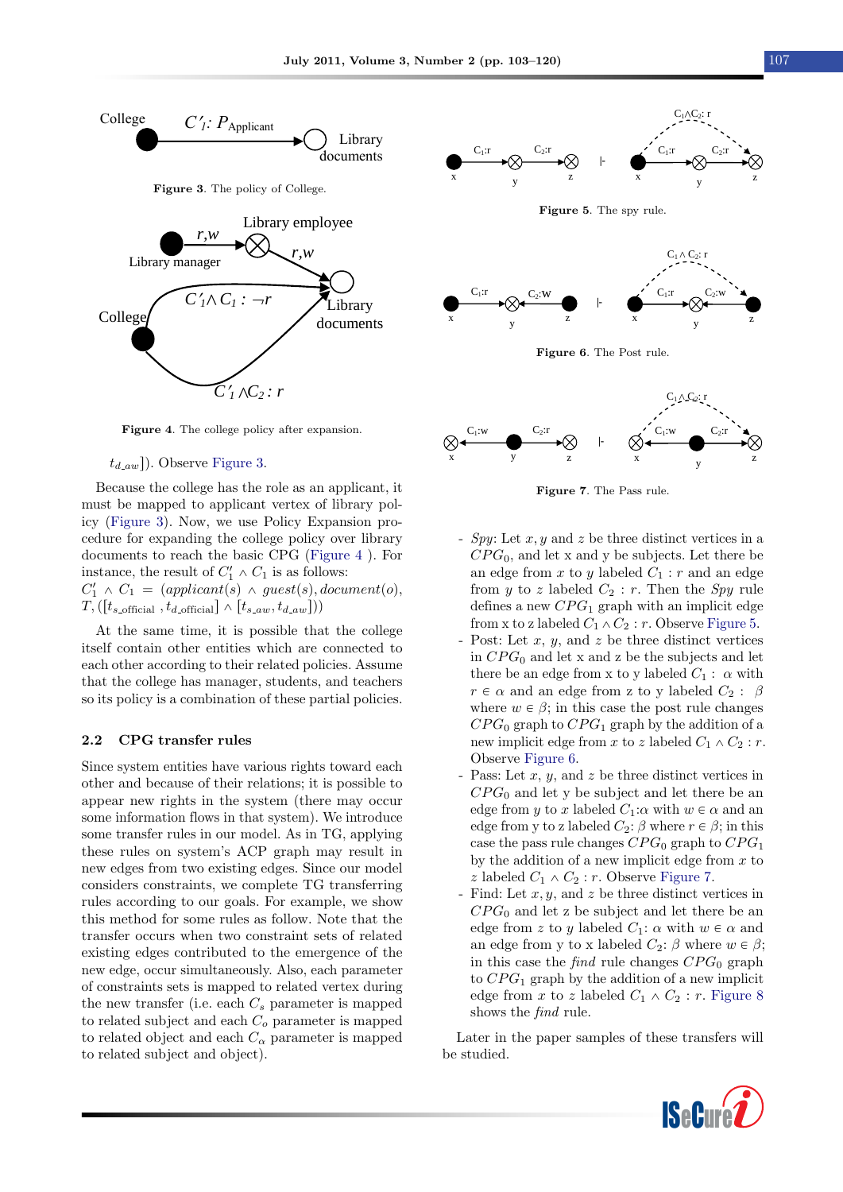Figure 3. The policy of College.

Figure 4. The college policy after expansion.

$t_{d\_aw}$]). Observe Figure 3.

Because the college has the role as an applicant, it must be mapped to applicant vertex of library policy (Figure 3). Now, we use Policy Expansion procedure for expanding the college policy over library documents to reach the basic CPG (Figure 4 ). For instance, the result of $C'_1 \wedge C_1$ is as follows:
$C'_1 \wedge C_1 = (applicant(s) \wedge guest(s), document(o),$ $T, ([t_{s\_official}, t_{d\_official}] \wedge [t_{s\_aw}, t_{d\_aw}]))$

At the same time, it is possible that the college itself contain other entities which are connected to each other according to their related policies. Assume that the college has manager, students, and teachers so its policy is a combination of these partial policies.

### 2.2 CPG transfer rules

Since system entities have various rights toward each other and because of their relations; it is possible to appear new rights in the system (there may occur some information flows in that system). We introduce some transfer rules in our model. As in TG, applying these rules on system's ACP graph may result in new edges from two existing edges. Since our model considers constraints, we complete TG transferring rules according to our goals. For example, we show this method for some rules as follow. Note that the transfer occurs when two constraint sets of related existing edges contributed to the emergence of the new edge, occur simultaneously. Also, each parameter of constraints sets is mapped to related vertex during the new transfer (i.e. each $C_s$ parameter is mapped to related subject and each $C_o$ parameter is mapped to related object and each $C_\alpha$ parameter is mapped to related subject and object).

Figure 5. The spy rule.

Figure 6. The Post rule.

Figure 7. The Pass rule.

- *Spy*: Let $x, y$ and $z$ be three distinct vertices in a $CPG_0$, and let x and y be subjects. Let there be an edge from $x$ to $y$ labeled $C_1 : r$ and an edge from $y$ to $z$ labeled $C_2 : r$. Then the *Spy* rule defines a new $CPG_1$ graph with an implicit edge from x to z labeled $C_1 \wedge C_2 : r$. Observe Figure 5.
- Post: Let $x$, $y$, and $z$ be three distinct vertices in $CPG_0$ and let x and z be the subjects and let there be an edge from x to y labeled $C_1 :\ \alpha$ with $r \in \alpha$ and an edge from z to y labeled $C_2 :\ \beta$ where $w \in \beta$; in this case the post rule changes $CPG_0$ graph to $CPG_1$ graph by the addition of a new implicit edge from $x$ to $z$ labeled $C_1 \wedge C_2 : r$. Observe Figure 6.
- Pass: Let $x$, $y$, and $z$ be three distinct vertices in $CPG_0$ and let y be subject and let there be an edge from $y$ to $x$ labeled $C_1$:$\alpha$ with $w \in \alpha$ and an edge from y to z labeled $C_2$: $\beta$ where $r \in \beta$; in this case the pass rule changes $CPG_0$ graph to $CPG_1$ by the addition of a new implicit edge from $x$ to $z$ labeled $C_1 \wedge C_2 : r$. Observe Figure 7.
- Find: Let $x, y$, and $z$ be three distinct vertices in $CPG_0$ and let z be subject and let there be an edge from $z$ to $y$ labeled $C_1$: $\alpha$ with $w \in \alpha$ and an edge from y to x labeled $C_2$: $\beta$ where $w \in \beta$; in this case the *find* rule changes $CPG_0$ graph to $CPG_1$ graph by the addition of a new implicit edge from $x$ to $z$ labeled $C_1 \wedge C_2 : r$. Figure 8 shows the *find* rule.

Later in the paper samples of these transfers will be studied.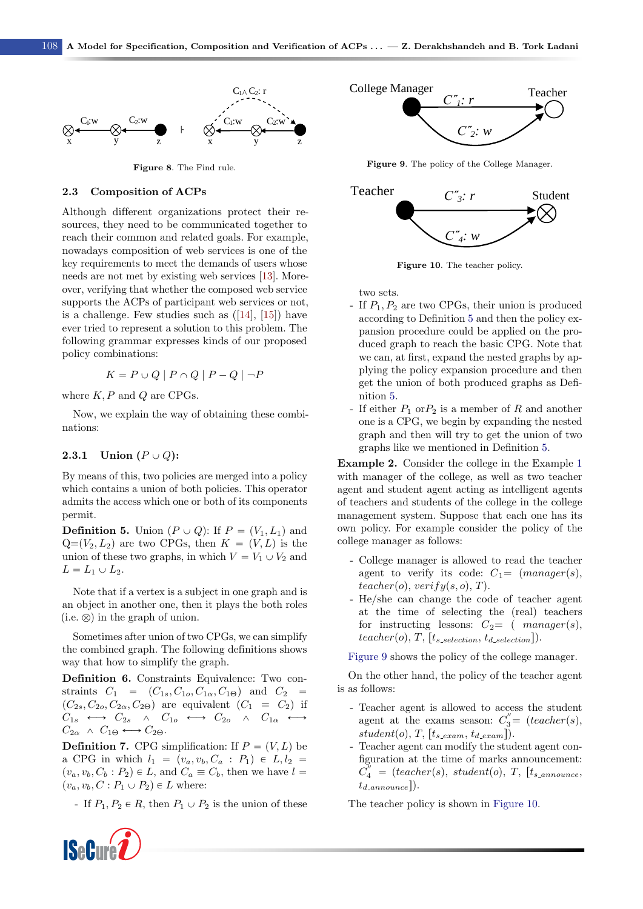Figure 8. The Find rule.

### 2.3 Composition of ACPs

Although different organizations protect their resources, they need to be communicated together to reach their common and related goals. For example, nowadays composition of web services is one of the key requirements to meet the demands of users whose needs are not met by existing web services [13]. Moreover, verifying that whether the composed web service supports the ACPs of participant web services or not, is a challenge. Few studies such as ([14], [15]) have ever tried to represent a solution to this problem. The following grammar expresses kinds of our proposed policy combinations:

$$K = P \cup Q \mid P \cap Q \mid P - Q \mid \neg P$$

where $K, P$ and $Q$ are CPGs.

Now, we explain the way of obtaining these combinations:

#### 2.3.1 Union ($P \cup Q$):

By means of this, two policies are merged into a policy which contains a union of both policies. This operator admits the access which one or both of its components permit.

**Definition 5.** Union ($P \cup Q$): If $P = (V_1, L_1)$ and $Q=(V_2, L_2)$ are two CPGs, then $K = (V, L)$ is the union of these two graphs, in which $V = V_1 \cup V_2$ and $L = L_1 \cup L_2$.

Note that if a vertex is a subject in one graph and is an object in another one, then it plays the both roles (i.e. $\otimes$) in the graph of union.

Sometimes after union of two CPGs, we can simplify the combined graph. The following definitions shows way that how to simplify the graph.

**Definition 6.** Constraints Equivalence: Two constraints $C_1 = (C_{1s}, C_{1o}, C_{1\alpha}, C_{1\Theta})$ and $C_2 = (C_{2s}, C_{2o}, C_{2\alpha}, C_{2\Theta})$ are equivalent ($C_1 \equiv C_2$) if $C_{1s} \longleftrightarrow C_{2s} \wedge C_{1o} \longleftrightarrow C_{2o} \wedge C_{1\alpha} \longleftrightarrow C_{2\alpha} \wedge C_{1\Theta} \longleftrightarrow C_{2\Theta}$.

**Definition 7.** CPG simplification: If $P = (V, L)$ be a CPG in which $l_1 = (v_a, v_b, C_a : P_1) \in L, l_2 = (v_a, v_b, C_b : P_2) \in L$, and $C_a \equiv C_b$, then we have $l = (v_a, v_b, C : P_1 \cup P_2) \in L$ where:

- If $P_1, P_2 \in R$, then $P_1 \cup P_2$ is the union of these two sets.
- If $P_1, P_2$ are two CPGs, their union is produced according to Definition 5 and then the policy expansion procedure could be applied on the produced graph to reach the basic CPG. Note that we can, at first, expand the nested graphs by applying the policy expansion procedure and then get the union of both produced graphs as Definition 5.
- If either $P_1$ or$P_2$ is a member of $R$ and another one is a CPG, we begin by expanding the nested graph and then will try to get the union of two graphs like we mentioned in Definition 5.

Figure 9. The policy of the College Manager.

Figure 10. The teacher policy.

**Example 2.** Consider the college in the Example 1 with manager of the college, as well as two teacher agent and student agent acting as intelligent agents of teachers and students of the college in the college management system. Suppose that each one has its own policy. For example consider the policy of the college manager as follows:

- College manager is allowed to read the teacher agent to verify its code: $C_1 = (manager(s), teacher(o), verify(s, o), T)$.
- He/she can change the code of teacher agent at the time of selecting the (real) teachers for instructing lessons: $C_2 = (\ manager(s), teacher(o), T, [t_{s\_selection}, t_{d\_selection}])$.

Figure 9 shows the policy of the college manager.

On the other hand, the policy of the teacher agent is as follows:

- Teacher agent is allowed to access the student agent at the exams season: $C_3'' = (teacher(s), student(o), T, [t_{s\_exam}, t_{d\_exam}])$.
- Teacher agent can modify the student agent configuration at the time of marks announcement: $C_4'' = (teacher(s), student(o), T, [t_{s\_announce}, t_{d\_announce}])$.

The teacher policy is shown in Figure 10.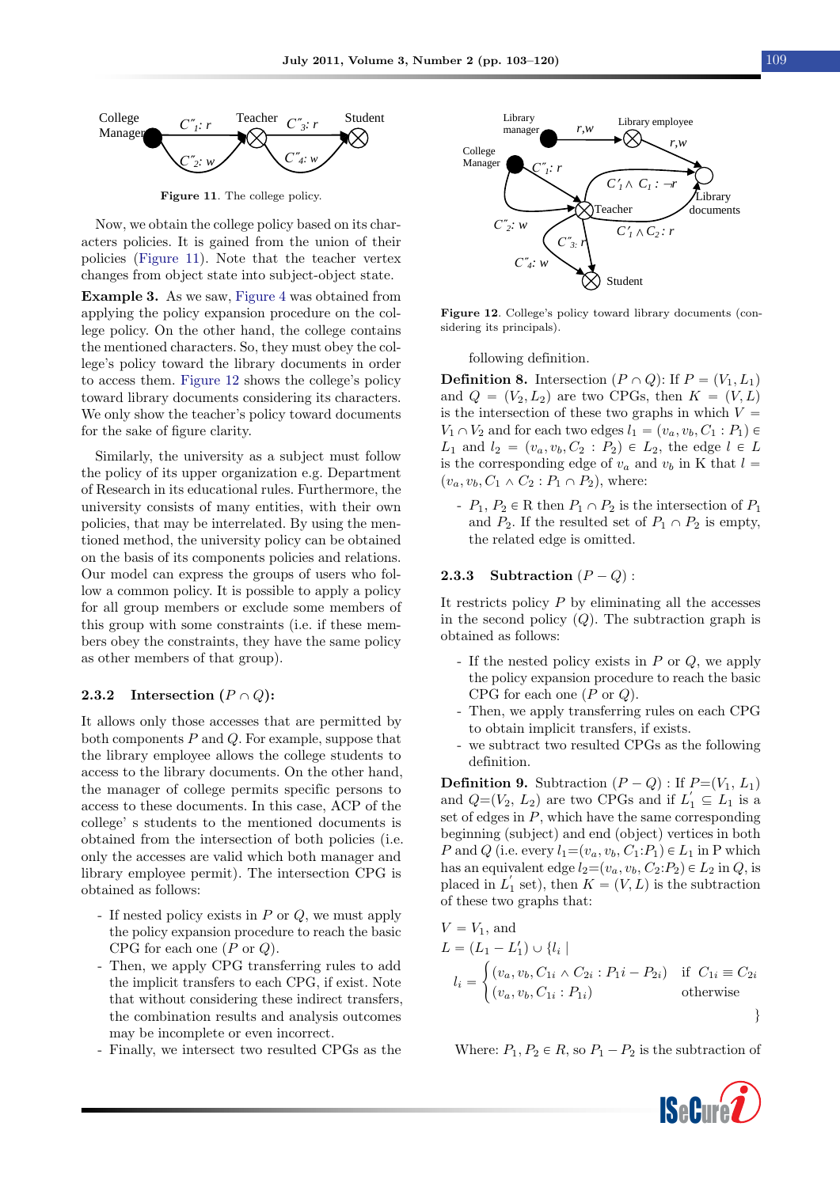**Figure 11**. The college policy.

Now, we obtain the college policy based on its characters policies. It is gained from the union of their policies (Figure 11). Note that the teacher vertex changes from object state into subject-object state.

**Example 3.** As we saw, Figure 4 was obtained from applying the policy expansion procedure on the college policy. On the other hand, the college contains the mentioned characters. So, they must obey the college's policy toward the library documents in order to access them. Figure 12 shows the college's policy toward library documents considering its characters. We only show the teacher's policy toward documents for the sake of figure clarity.

Similarly, the university as a subject must follow the policy of its upper organization e.g. Department of Research in its educational rules. Furthermore, the university consists of many entities, with their own policies, that may be interrelated. By using the mentioned method, the university policy can be obtained on the basis of its components policies and relations. Our model can express the groups of users who follow a common policy. It is possible to apply a policy for all group members or exclude some members of this group with some constraints (i.e. if these members obey the constraints, they have the same policy as other members of that group).

### 2.3.2 Intersection ($P \cap Q$):

It allows only those accesses that are permitted by both components $P$ and $Q$. For example, suppose that the library employee allows the college students to access to the library documents. On the other hand, the manager of college permits specific persons to access to these documents. In this case, ACP of the college' s students to the mentioned documents is obtained from the intersection of both policies (i.e. only the accesses are valid which both manager and library employee permit). The intersection CPG is obtained as follows:

- If nested policy exists in $P$ or $Q$, we must apply the policy expansion procedure to reach the basic CPG for each one ($P$ or $Q$).
- Then, we apply CPG transferring rules to add the implicit transfers to each CPG, if exist. Note that without considering these indirect transfers, the combination results and analysis outcomes may be incomplete or even incorrect.
- Finally, we intersect two resulted CPGs as the following definition.

**Figure 12**. College's policy toward library documents (considering its principals).

**Definition 8.** Intersection ($P \cap Q$): If $P = (V_1, L_1)$ and $Q = (V_2, L_2)$ are two CPGs, then $K = (V, L)$ is the intersection of these two graphs in which $V = V_1 \cap V_2$ and for each two edges $l_1 = (v_a, v_b, C_1 : P_1) \in L_1$ and $l_2 = (v_a, v_b, C_2 : P_2) \in L_2$, the edge $l \in L$ is the corresponding edge of $v_a$ and $v_b$ in K that $l = (v_a, v_b, C_1 \wedge C_2 : P_1 \cap P_2)$, where:

- $P_1, P_2 \in$ R then $P_1 \cap P_2$ is the intersection of $P_1$ and $P_2$. If the resulted set of $P_1 \cap P_2$ is empty, the related edge is omitted.

### 2.3.3 Subtraction ($P - Q$) :

It restricts policy $P$ by eliminating all the accesses in the second policy ($Q$). The subtraction graph is obtained as follows:

- If the nested policy exists in $P$ or $Q$, we apply the policy expansion procedure to reach the basic CPG for each one ($P$ or $Q$).
- Then, we apply transferring rules on each CPG to obtain implicit transfers, if exists.
- we subtract two resulted CPGs as the following definition.

**Definition 9.** Subtraction ($P - Q$) : If $P$=($V_1$, $L_1$) and $Q$=($V_2$, $L_2$) are two CPGs and if $L_1^{'} \subseteq L_1$ is a set of edges in $P$, which have the same corresponding beginning (subject) and end (object) vertices in both $P$ and $Q$ (i.e. every $l_1$=($v_a, v_b, C_1$:$P_1$) $\in L_1$ in P which has an equivalent edge $l_2$=($v_a, v_b, C_2$:$P_2$) $\in L_2$ in $Q$, is placed in $L_1^{'}$ set), then $K = (V, L)$ is the subtraction of these two graphs that:

$$V = V_1, \text{ and}$$

$$L = (L_1 - L_1^{'}) \cup \{l_i \mid$$

$$l_i = \begin{cases} (v_a, v_b, C_{1i} \wedge C_{2i} : P_1 i - P_{2i}) & \text{if } C_{1i} \equiv C_{2i} \\ (v_a, v_b, C_{1i} : P_{1i}) & \text{otherwise} \end{cases}$$

$$\}$$

Where: $P_1, P_2 \in R$, so $P_1 - P_2$ is the subtraction of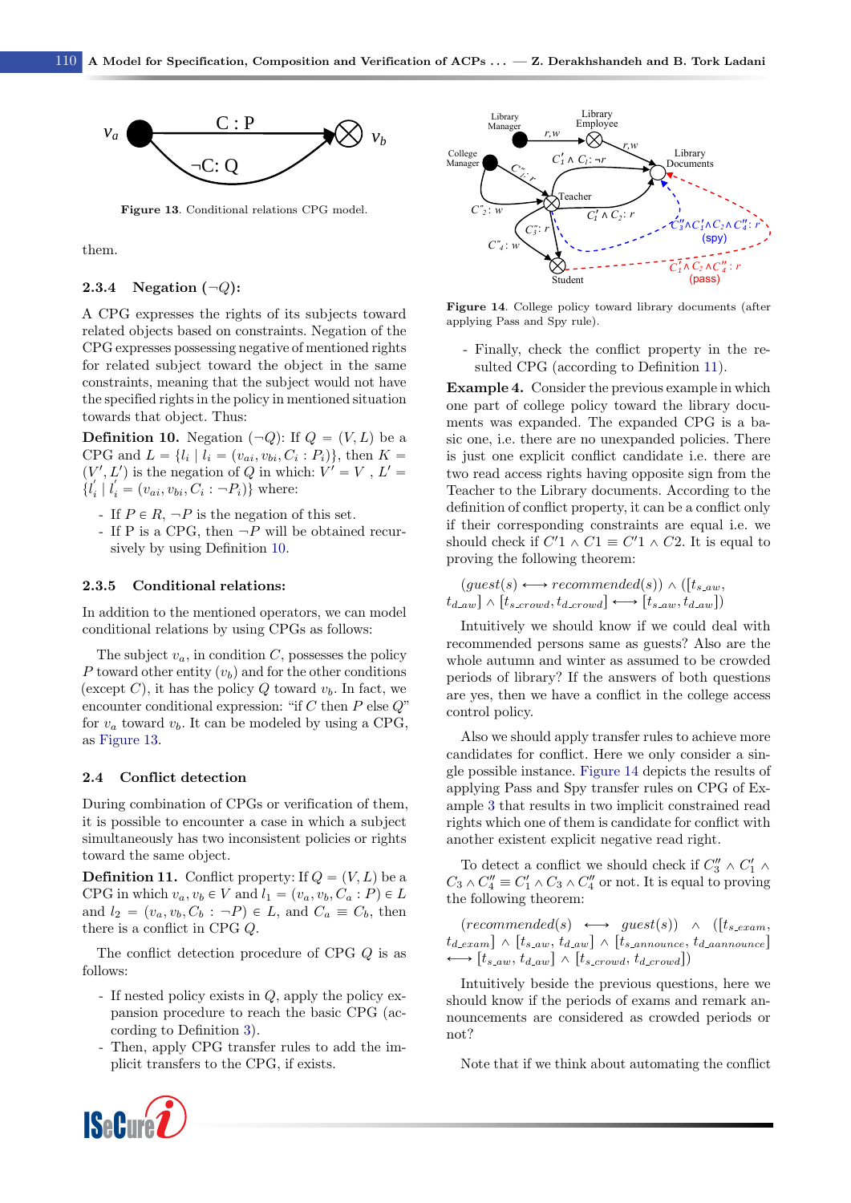Figure 13. Conditional relations CPG model.

them.

### 2.3.4 Negation ($\neg Q$):

A CPG expresses the rights of its subjects toward related objects based on constraints. Negation of the CPG expresses possessing negative of mentioned rights for related subject toward the object in the same constraints, meaning that the subject would not have the specified rights in the policy in mentioned situation towards that object. Thus:

**Definition 10.** Negation ($\neg Q$): If $Q = (V, L)$ be a CPG and $L = \{l_i \mid l_i = (v_{ai}, v_{bi}, C_i : P_i)\}$, then $K = (V', L')$ is the negation of $Q$ in which: $V' = V$ , $L' = \{l_i' \mid l_i' = (v_{ai}, v_{bi}, C_i : \neg P_i)\}$ where:

- If $P \in R$, $\neg P$ is the negation of this set.
- If P is a CPG, then $\neg P$ will be obtained recursively by using Definition 10.

### 2.3.5 Conditional relations:

In addition to the mentioned operators, we can model conditional relations by using CPGs as follows:

The subject $v_a$, in condition $C$, possesses the policy $P$ toward other entity ($v_b$) and for the other conditions (except $C$), it has the policy $Q$ toward $v_b$. In fact, we encounter conditional expression: "if $C$ then $P$ else $Q$" for $v_a$ toward $v_b$. It can be modeled by using a CPG, as Figure 13.

## 2.4 Conflict detection

During combination of CPGs or verification of them, it is possible to encounter a case in which a subject simultaneously has two inconsistent policies or rights toward the same object.

**Definition 11.** Conflict property: If $Q = (V, L)$ be a CPG in which $v_a, v_b \in V$ and $l_1 = (v_a, v_b, C_a : P) \in L$ and $l_2 = (v_a, v_b, C_b : \neg P) \in L$, and $C_a \equiv C_b$, then there is a conflict in CPG $Q$.

The conflict detection procedure of CPG $Q$ is as follows:

- If nested policy exists in $Q$, apply the policy expansion procedure to reach the basic CPG (according to Definition 3).
- Then, apply CPG transfer rules to add the implicit transfers to the CPG, if exists.

Figure 14. College policy toward library documents (after applying Pass and Spy rule).

- Finally, check the conflict property in the resulted CPG (according to Definition 11).

**Example 4.** Consider the previous example in which one part of college policy toward the library documents was expanded. The expanded CPG is a basic one, i.e. there are no unexpanded policies. There is just one explicit conflict candidate i.e. there are two read access rights having opposite sign from the Teacher to the Library documents. According to the definition of conflict property, it can be a conflict only if their corresponding constraints are equal i.e. we should check if $C'1 \wedge C1 \equiv C'1 \wedge C2$. It is equal to proving the following theorem:

$$(guest(s) \longleftrightarrow recommended(s)) \wedge ([t_{s\_aw}, t_{d\_aw}] \wedge [t_{s\_crowd}, t_{d\_crowd}] \longleftrightarrow [t_{s\_aw}, t_{d\_aw}])$$

Intuitively we should know if we could deal with recommended persons same as guests? Also are the whole autumn and winter as assumed to be crowded periods of library? If the answers of both questions are yes, then we have a conflict in the college access control policy.

Also we should apply transfer rules to achieve more candidates for conflict. Here we only consider a single possible instance. Figure 14 depicts the results of applying Pass and Spy transfer rules on CPG of Example 3 that results in two implicit constrained read rights which one of them is candidate for conflict with another existent explicit negative read right.

To detect a conflict we should check if $C_3'' \wedge C_1' \wedge C_3 \wedge C_4'' \equiv C_1' \wedge C_3 \wedge C_4''$ or not. It is equal to proving the following theorem:

$$(recommended(s) \longleftrightarrow guest(s)) \wedge ([t_{s\_exam}, t_{d\_exam}] \wedge [t_{s\_aw}, t_{d\_aw}] \wedge [t_{s\_announce}, t_{d\_aannounce}] \longleftrightarrow [t_{s\_aw}, t_{d\_aw}] \wedge [t_{s\_crowd}, t_{d\_crowd}])$$

Intuitively beside the previous questions, here we should know if the periods of exams and remark announcements are considered as crowded periods or not?

Note that if we think about automating the conflict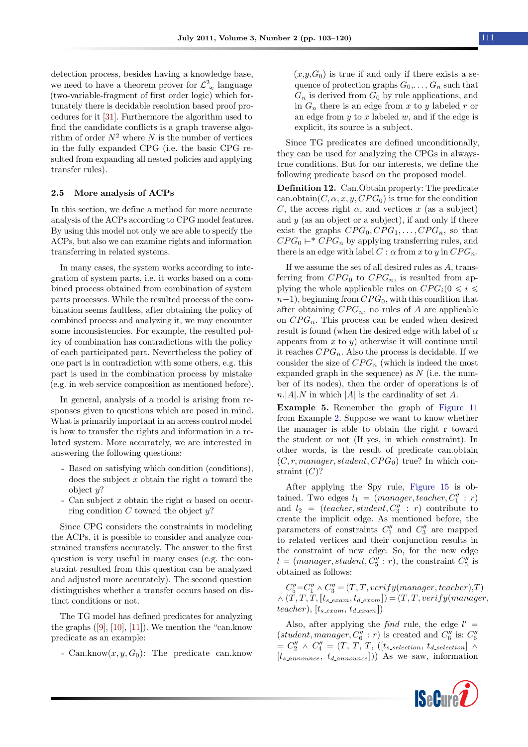detection process, besides having a knowledge base, we need to have a theorem prover for $\mathcal{L}^2_\approx$ language (two-variable-fragment of first order logic) which fortunately there is decidable resolution based proof procedures for it [31]. Furthermore the algorithm used to find the candidate conflicts is a graph traverse algorithm of order $N^2$ where $N$ is the number of vertices in the fully expanded CPG (i.e. the basic CPG resulted from expanding all nested policies and applying transfer rules).

### 2.5 More analysis of ACPs

In this section, we define a method for more accurate analysis of the ACPs according to CPG model features. By using this model not only we are able to specify the ACPs, but also we can examine rights and information transferring in related systems.

In many cases, the system works according to integration of system parts, i.e. it works based on a combined process obtained from combination of system parts processes. While the resulted process of the combination seems faultless, after obtaining the policy of combined process and analyzing it, we may encounter some inconsistencies. For example, the resulted policy of combination has contradictions with the policy of each participated part. Nevertheless the policy of one part is in contradiction with some others, e.g. this part is used in the combination process by mistake (e.g. in web service composition as mentioned before).

In general, analysis of a model is arising from responses given to questions which are posed in mind. What is primarily important in an access control model is how to transfer the rights and information in a related system. More accurately, we are interested in answering the following questions:

- Based on satisfying which condition (conditions), does the subject $x$ obtain the right $\alpha$ toward the object $y$?
- Can subject $x$ obtain the right $\alpha$ based on occurring condition $C$ toward the object $y$?

Since CPG considers the constraints in modeling the ACPs, it is possible to consider and analyze constrained transfers accurately. The answer to the first question is very useful in many cases (e.g. the constraint resulted from this question can be analyzed and adjusted more accurately). The second question distinguishes whether a transfer occurs based on distinct conditions or not.

The TG model has defined predicates for analyzing the graphs ([9], [10], [11]). We mention the "can.know predicate as an example:

- Can.know$(x, y, G_0)$: The predicate can.know $(x,y,G_0)$ is true if and only if there exists a sequence of protection graphs $G_0,\ldots, G_n$ such that $G_n$ is derived from $G_0$ by rule applications, and in $G_n$ there is an edge from $x$ to $y$ labeled $r$ or an edge from $y$ to $x$ labeled $w$, and if the edge is explicit, its source is a subject.

Since TG predicates are defined unconditionally, they can be used for analyzing the CPGs in always-true conditions. But for our interests, we define the following predicate based on the proposed model.

**Definition 12.** Can.Obtain property: The predicate can.obtain$(C, \alpha, x, y, CPG_0)$ is true for the condition $C$, the access right $\alpha$, and vertices $x$ (as a subject) and $y$ (as an object or a subject), if and only if there exist the graphs $CPG_0, CPG_1, \ldots, CPG_n$, so that $CPG_0 \vdash^* CPG_n$ by applying transferring rules, and there is an edge with label $C : \alpha$ from $x$ to $y$ in $CPG_n$.

If we assume the set of all desired rules as $A$, transferring from $CPG_0$ to $CPG_n$, is resulted from applying the whole applicable rules on $CPG_i (0 \leqslant i \leqslant n-1)$, beginning from $CPG_0$, with this condition that after obtaining $CPG_n$, no rules of $A$ are applicable on $CPG_n$. This process can be ended when desired result is found (when the desired edge with label of $\alpha$ appears from $x$ to $y$) otherwise it will continue until it reaches $CPG_n$. Also the process is decidable. If we consider the size of $CPG_n$ (which is indeed the most expanded graph in the sequence) as $N$ (i.e. the number of its nodes), then the order of operations is of $n.|A|.N$ in which $|A|$ is the cardinality of set $A$.

**Example 5.** Remember the graph of Figure 11 from Example 2. Suppose we want to know whether the manager is able to obtain the right r toward the student or not (If yes, in which constraint). In other words, is the result of predicate can.obtain $(C, r, manager, student, CPG_0)$ true? In which constraint $(C)$?

After applying the Spy rule, Figure 15 is obtained. Two edges $l_1 = (manager, teacher, C_1'' : r)$ and $l_2 = (teacher, student, C_3'' : r)$ contribute to create the implicit edge. As mentioned before, the parameters of constraints $C_1''$ and $C_3''$ are mapped to related vertices and their conjunction results in the constraint of new edge. So, for the new edge $l = (manager, student, C_5'' : r)$, the constraint $C_5''$ is obtained as follows:

$C_5''{=}C_1'' \wedge C_3'' = (T, T, verify(manager, teacher), T) \wedge (T, T, T, [t_{s\_exam}, t_{d\_exam}]) = (T, T, verify(manager, teacher), [t_{s\_exam}, t_{d\_exam}])$

Also, after applying the *find* rule, the edge $l' = (student, manager, C_6'' : r)$ is created and $C_6''$ is: $C_6'' = C_2'' \wedge C_4'' = (T, T, T, ([t_{s\_selection}, t_{d\_selection}] \wedge [t_{s\_announce}, t_{d\_announce}]))$ As we saw, information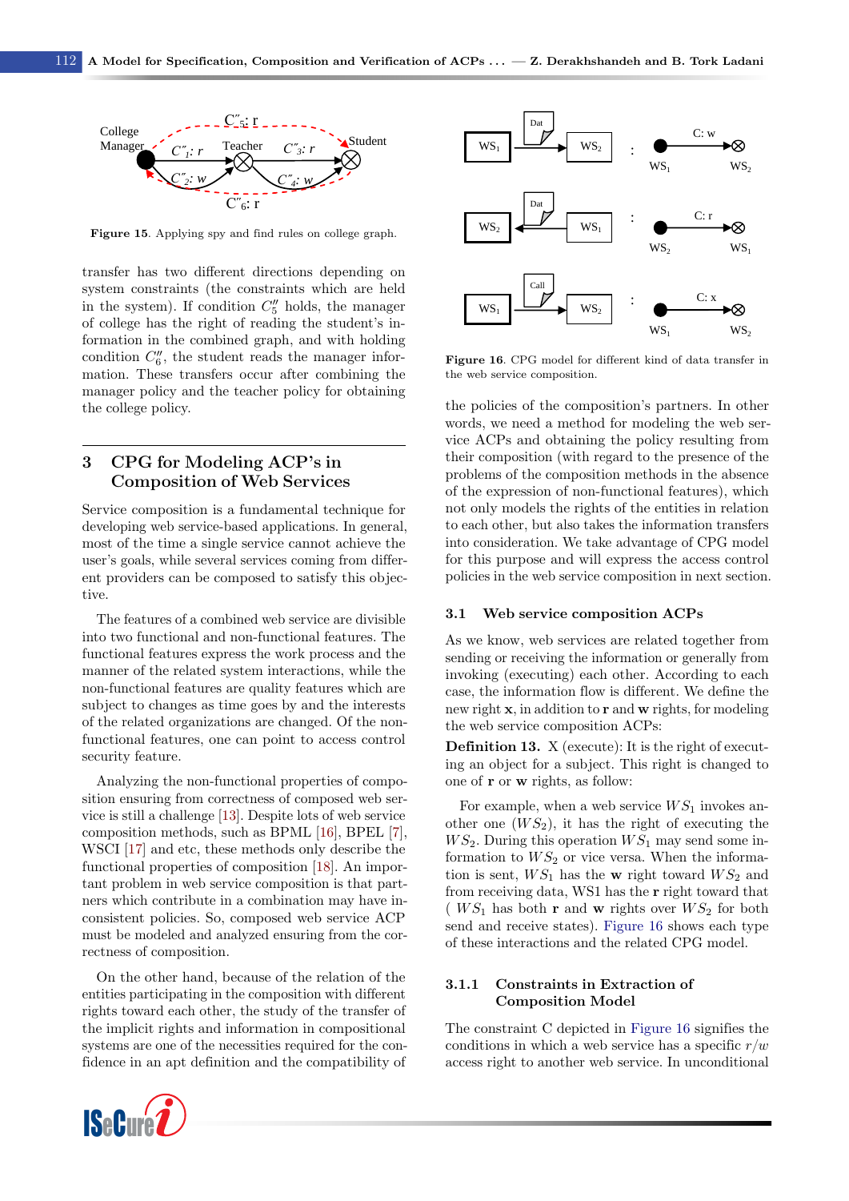Figure 15. Applying spy and find rules on college graph.

transfer has two different directions depending on system constraints (the constraints which are held in the system). If condition $C''_5$ holds, the manager of college has the right of reading the student's information in the combined graph, and with holding condition $C''_6$, the student reads the manager information. These transfers occur after combining the manager policy and the teacher policy for obtaining the college policy.

## 3 CPG for Modeling ACP's in Composition of Web Services

Service composition is a fundamental technique for developing web service-based applications. In general, most of the time a single service cannot achieve the user's goals, while several services coming from different providers can be composed to satisfy this objective.

The features of a combined web service are divisible into two functional and non-functional features. The functional features express the work process and the manner of the related system interactions, while the non-functional features are quality features which are subject to changes as time goes by and the interests of the related organizations are changed. Of the non-functional features, one can point to access control security feature.

Analyzing the non-functional properties of composition ensuring from correctness of composed web service is still a challenge [13]. Despite lots of web service composition methods, such as BPML [16], BPEL [7], WSCI [17] and etc, these methods only describe the functional properties of composition [18]. An important problem in web service composition is that partners which contribute in a combination may have inconsistent policies. So, composed web service ACP must be modeled and analyzed ensuring from the correctness of composition.

On the other hand, because of the relation of the entities participating in the composition with different rights toward each other, the study of the transfer of the implicit rights and information in compositional systems are one of the necessities required for the confidence in an apt definition and the compatibility of the policies of the composition's partners. In other words, we need a method for modeling the web service ACPs and obtaining the policy resulting from their composition (with regard to the presence of the problems of the composition methods in the absence of the expression of non-functional features), which not only models the rights of the entities in relation to each other, but also takes the information transfers into consideration. We take advantage of CPG model for this purpose and will express the access control policies in the web service composition in next section.

Figure 16. CPG model for different kind of data transfer in the web service composition.

### 3.1 Web service composition ACPs

As we know, web services are related together from sending or receiving the information or generally from invoking (executing) each other. According to each case, the information flow is different. We define the new right **x**, in addition to **r** and **w** rights, for modeling the web service composition ACPs:

**Definition 13.** X (execute): It is the right of executing an object for a subject. This right is changed to one of **r** or **w** rights, as follow:

For example, when a web service $WS_1$ invokes another one ($WS_2$), it has the right of executing the $WS_2$. During this operation $WS_1$ may send some information to $WS_2$ or vice versa. When the information is sent, $WS_1$ has the **w** right toward $WS_2$ and from receiving data, WS1 has the **r** right toward that ( $WS_1$ has both **r** and **w** rights over $WS_2$ for both send and receive states). Figure 16 shows each type of these interactions and the related CPG model.

#### 3.1.1 Constraints in Extraction of Composition Model

The constraint C depicted in Figure 16 signifies the conditions in which a web service has a specific $r/w$ access right to another web service. In unconditional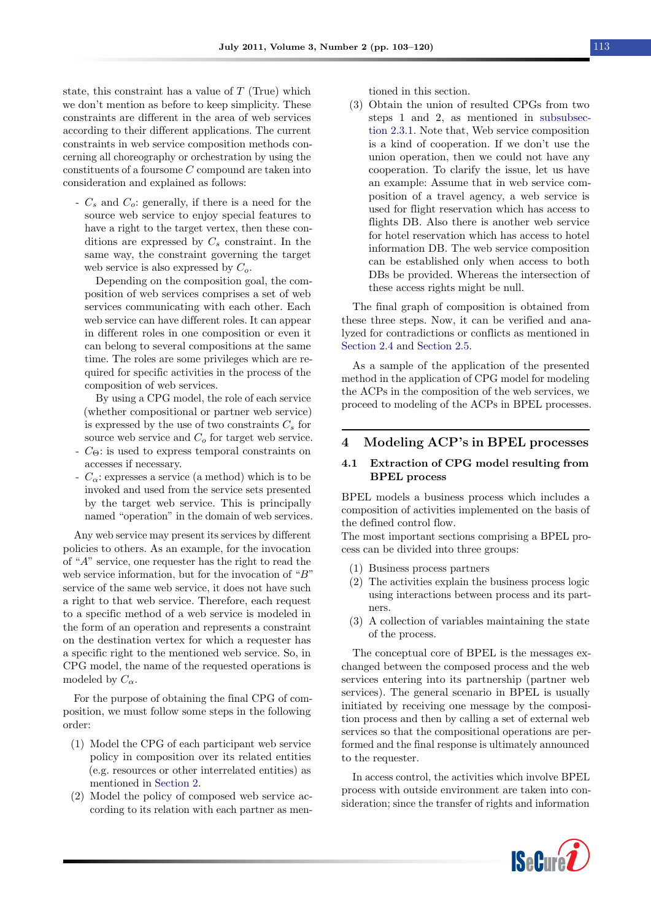state, this constraint has a value of $T$ (True) which we don't mention as before to keep simplicity. These constraints are different in the area of web services according to their different applications. The current constraints in web service composition methods concerning all choreography or orchestration by using the constituents of a foursome $C$ compound are taken into consideration and explained as follows:

- $C_s$ and $C_o$: generally, if there is a need for the source web service to enjoy special features to have a right to the target vertex, then these conditions are expressed by $C_s$ constraint. In the same way, the constraint governing the target web service is also expressed by $C_o$.

  Depending on the composition goal, the composition of web services comprises a set of web services communicating with each other. Each web service can have different roles. It can appear in different roles in one composition or even it can belong to several compositions at the same time. The roles are some privileges which are required for specific activities in the process of the composition of web services.

  By using a CPG model, the role of each service (whether compositional or partner web service) is expressed by the use of two constraints $C_s$ for source web service and $C_o$ for target web service.
- $C_\Theta$: is used to express temporal constraints on accesses if necessary.
- $C_\alpha$: expresses a service (a method) which is to be invoked and used from the service sets presented by the target web service. This is principally named "operation" in the domain of web services.

Any web service may present its services by different policies to others. As an example, for the invocation of "$A$" service, one requester has the right to read the web service information, but for the invocation of "$B$" service of the same web service, it does not have such a right to that web service. Therefore, each request to a specific method of a web service is modeled in the form of an operation and represents a constraint on the destination vertex for which a requester has a specific right to the mentioned web service. So, in CPG model, the name of the requested operations is modeled by $C_\alpha$.

For the purpose of obtaining the final CPG of composition, we must follow some steps in the following order:

(1) Model the CPG of each participant web service policy in composition over its related entities (e.g. resources or other interrelated entities) as mentioned in Section 2.
(2) Model the policy of composed web service according to its relation with each partner as mentioned in this section.
(3) Obtain the union of resulted CPGs from two steps 1 and 2, as mentioned in subsubsection 2.3.1. Note that, Web service composition is a kind of cooperation. If we don't use the union operation, then we could not have any cooperation. To clarify the issue, let us have an example: Assume that in web service composition of a travel agency, a web service is used for flight reservation which has access to flights DB. Also there is another web service for hotel reservation which has access to hotel information DB. The web service composition can be established only when access to both DBs be provided. Whereas the intersection of these access rights might be null.

The final graph of composition is obtained from these three steps. Now, it can be verified and analyzed for contradictions or conflicts as mentioned in Section 2.4 and Section 2.5.

As a sample of the application of the presented method in the application of CPG model for modeling the ACPs in the composition of the web services, we proceed to modeling of the ACPs in BPEL processes.

# 4 Modeling ACP's in BPEL processes

## 4.1 Extraction of CPG model resulting from BPEL process

BPEL models a business process which includes a composition of activities implemented on the basis of the defined control flow.
The most important sections comprising a BPEL process can be divided into three groups:

(1) Business process partners
(2) The activities explain the business process logic using interactions between process and its partners.
(3) A collection of variables maintaining the state of the process.

The conceptual core of BPEL is the messages exchanged between the composed process and the web services entering into its partnership (partner web services). The general scenario in BPEL is usually initiated by receiving one message by the composition process and then by calling a set of external web services so that the compositional operations are performed and the final response is ultimately announced to the requester.

In access control, the activities which involve BPEL process with outside environment are taken into consideration; since the transfer of rights and information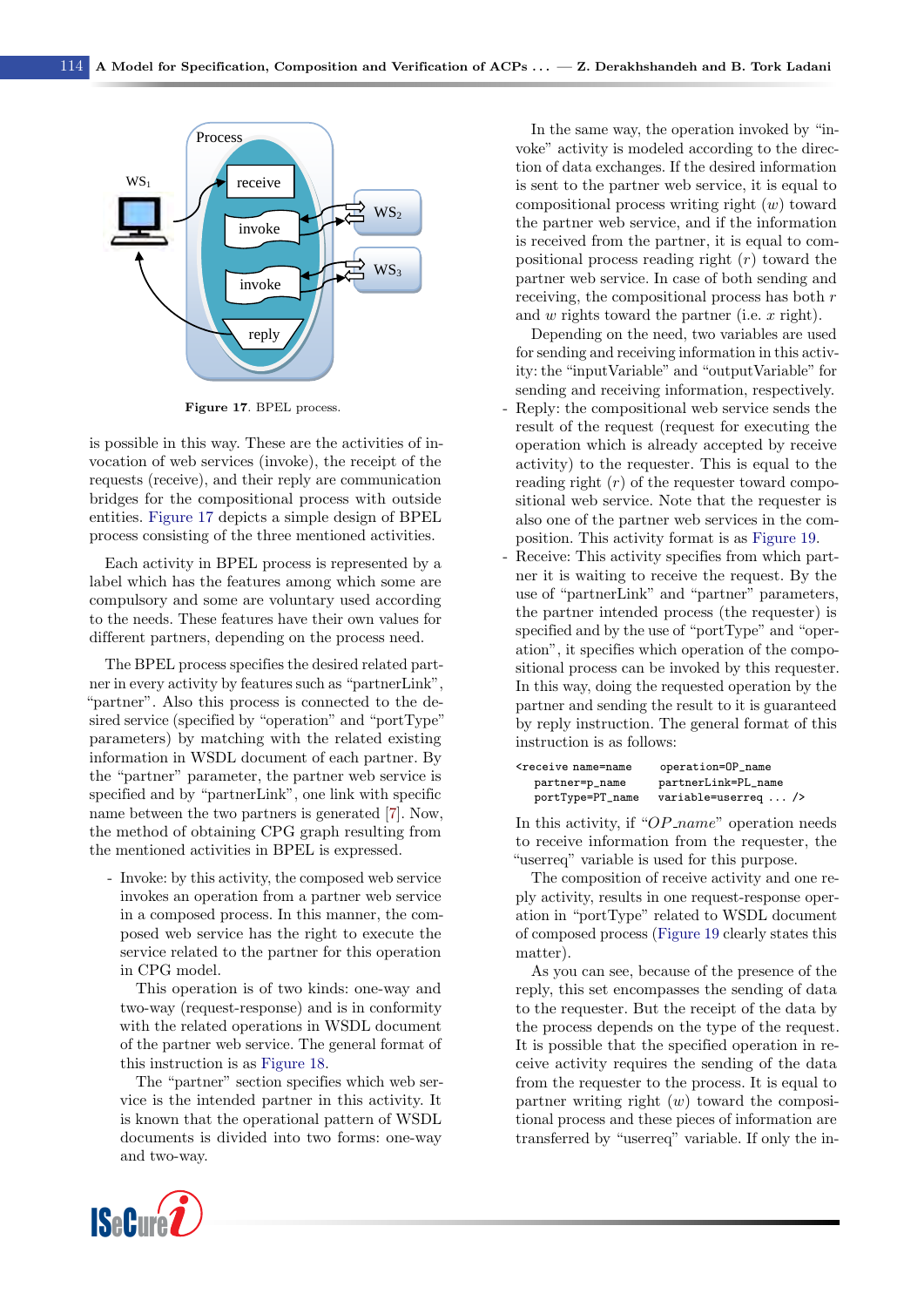Figure 17. BPEL process.

is possible in this way. These are the activities of invocation of web services (invoke), the receipt of the requests (receive), and their reply are communication bridges for the compositional process with outside entities. Figure 17 depicts a simple design of BPEL process consisting of the three mentioned activities.

Each activity in BPEL process is represented by a label which has the features among which some are compulsory and some are voluntary used according to the needs. These features have their own values for different partners, depending on the process need.

The BPEL process specifies the desired related partner in every activity by features such as "partnerLink", "partner". Also this process is connected to the desired service (specified by "operation" and "portType" parameters) by matching with the related existing information in WSDL document of each partner. By the "partner" parameter, the partner web service is specified and by "partnerLink", one link with specific name between the two partners is generated [7]. Now, the method of obtaining CPG graph resulting from the mentioned activities in BPEL is expressed.

- Invoke: by this activity, the composed web service invokes an operation from a partner web service in a composed process. In this manner, the composed web service has the right to execute the service related to the partner for this operation in CPG model.

  This operation is of two kinds: one-way and two-way (request-response) and is in conformity with the related operations in WSDL document of the partner web service. The general format of this instruction is as Figure 18.

  The "partner" section specifies which web service is the intended partner in this activity. It is known that the operational pattern of WSDL documents is divided into two forms: one-way and two-way.

  In the same way, the operation invoked by "invoke" activity is modeled according to the direction of data exchanges. If the desired information is sent to the partner web service, it is equal to compositional process writing right ($w$) toward the partner web service, and if the information is received from the partner, it is equal to compositional process reading right ($r$) toward the partner web service. In case of both sending and receiving, the compositional process has both $r$ and $w$ rights toward the partner (i.e. $x$ right).

  Depending on the need, two variables are used for sending and receiving information in this activity: the "inputVariable" and "outputVariable" for sending and receiving information, respectively.
- Reply: the compositional web service sends the result of the request (request for executing the operation which is already accepted by receive activity) to the requester. This is equal to the reading right ($r$) of the requester toward compositional web service. Note that the requester is also one of the partner web services in the composition. This activity format is as Figure 19.
- Receive: This activity specifies from which partner it is waiting to receive the request. By the use of "partnerLink" and "partner" parameters, the partner intended process (the requester) is specified and by the use of "portType" and "operation", it specifies which operation of the compositional process can be invoked by this requester. In this way, doing the requested operation by the partner and sending the result to it is guaranteed by reply instruction. The general format of this instruction is as follows:

```
<receive name=name      operation=OP_name
   partner=p_name       partnerLink=PL_name
   portType=PT_name     variable=userreq ... />
```

In this activity, if "*OP_name*" operation needs to receive information from the requester, the "userreq" variable is used for this purpose.

The composition of receive activity and one reply activity, results in one request-response operation in "portType" related to WSDL document of composed process (Figure 19 clearly states this matter).

As you can see, because of the presence of the reply, this set encompasses the sending of data to the requester. But the receipt of the data by the process depends on the type of the request. It is possible that the specified operation in receive activity requires the sending of the data from the requester to the process. It is equal to partner writing right ($w$) toward the compositional process and these pieces of information are transferred by "userreq" variable. If only the in-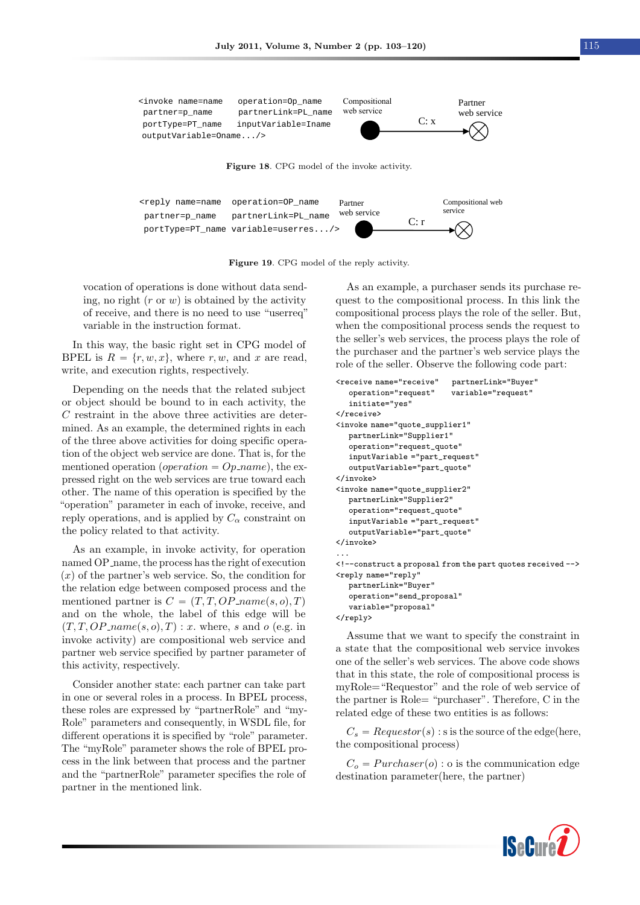```
<invoke name=name     operation=Op_name
 partner=p_name      partnerLink=PL_name
 portType=PT_name    inputVariable=Iname
 outputVariable=Oname.../>
```

Compositional web service — C: x → Partner web service

**Figure 18**. CPG model of the invoke activity.

```
<reply name=name   operation=OP_name
 partner=p_name    partnerLink=PL_name
 portType=PT_name variable=userres.../>
```

Partner web service — C: r → Compositional web service

**Figure 19**. CPG model of the reply activity.

vocation of operations is done without data sending, no right ($r$ or $w$) is obtained by the activity of receive, and there is no need to use "userreq" variable in the instruction format.

In this way, the basic right set in CPG model of BPEL is $R = \{r, w, x\}$, where $r, w$, and $x$ are read, write, and execution rights, respectively.

Depending on the needs that the related subject or object should be bound to in each activity, the $C$ restraint in the above three activities are determined. As an example, the determined rights in each of the three above activities for doing specific operation of the object web service are done. That is, for the mentioned operation ($operation = Op\_name$), the expressed right on the web services are true toward each other. The name of this operation is specified by the "operation" parameter in each of invoke, receive, and reply operations, and is applied by $C_\alpha$ constraint on the policy related to that activity.

As an example, in invoke activity, for operation named OP_name, the process has the right of execution ($x$) of the partner's web service. So, the condition for the relation edge between composed process and the mentioned partner is $C = (T, T, OP\_name(s, o), T)$ and on the whole, the label of this edge will be $(T, T, OP\_name(s, o), T) : x$. where, $s$ and $o$ (e.g. in invoke activity) are compositional web service and partner web service specified by partner parameter of this activity, respectively.

Consider another state: each partner can take part in one or several roles in a process. In BPEL process, these roles are expressed by "partnerRole" and "myRole" parameters and consequently, in WSDL file, for different operations it is specified by "role" parameter. The "myRole" parameter shows the role of BPEL process in the link between that process and the partner and the "partnerRole" parameter specifies the role of partner in the mentioned link.

As an example, a purchaser sends its purchase request to the compositional process. In this link the compositional process plays the role of the seller. But, when the compositional process sends the request to the seller's web services, the process plays the role of the purchaser and the partner's web service plays the role of the seller. Observe the following code part:

```
<receive name="receive"   partnerLink="Buyer"
   operation="request"    variable="request"
   initiate="yes"
</receive>
<invoke name="quote_supplier1"
   partnerLink="Supplier1"
   operation="request_quote"
   inputVariable ="part_request"
   outputVariable="part_quote"
</invoke>
<invoke name="quote_supplier2"
   partnerLink="Supplier2"
   operation="request_quote"
   inputVariable ="part_request"
   outputVariable="part_quote"
</invoke>
...
<!--construct a proposal from the part quotes received -->
<reply name="reply"
   partnerLink="Buyer"
   operation="send_proposal"
   variable="proposal"
</reply>
```

Assume that we want to specify the constraint in a state that the compositional web service invokes one of the seller's web services. The above code shows that in this state, the role of compositional process is myRole="Requestor" and the role of web service of the partner is Role= "purchaser". Therefore, C in the related edge of these two entities is as follows:

$C_s = Requestor(s)$ : s is the source of the edge(here, the compositional process)

$C_o = Purchaser(o)$ : o is the communication edge destination parameter(here, the partner)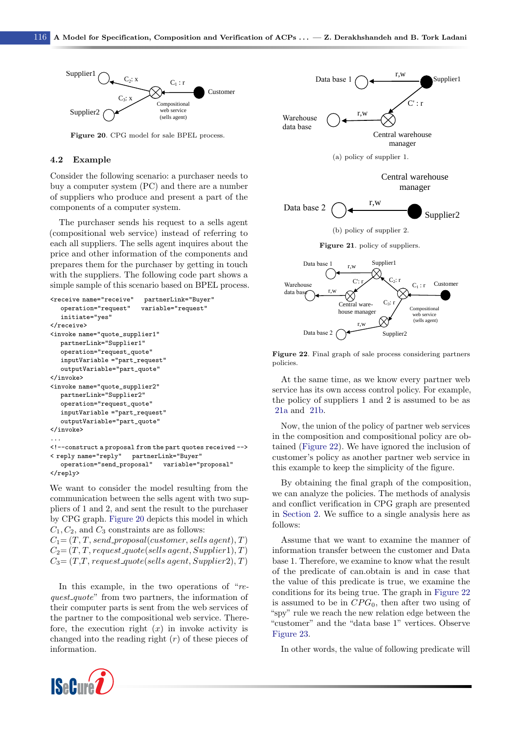Figure 20. CPG model for sale BPEL process.

## 4.2 Example

Consider the following scenario: a purchaser needs to buy a computer system (PC) and there are a number of suppliers who produce and present a part of the components of a computer system.

The purchaser sends his request to a sells agent (compositional web service) instead of referring to each all suppliers. The sells agent inquires about the price and other information of the components and prepares them for the purchaser by getting in touch with the suppliers. The following code part shows a simple sample of this scenario based on BPEL process.

```
<receive name="receive"   partnerLink="Buyer"
   operation="request"   variable="request"
   initiate="yes"
</receive>
<invoke name="quote_supplier1"
   partnerLink="Supplier1"
   operation="request_quote"
   inputVariable ="part_request"
   outputVariable="part_quote"
</invoke>
<invoke name="quote_supplier2"
   partnerLink="Supplier2"
   operation="request_quote"
   inputVariable ="part_request"
   outputVariable="part_quote"
</invoke>
...
<!--construct a proposal from the part quotes received -->
< reply name="reply"   partnerLink="Buyer"
   operation="send_proposal"   variable="proposal"
</reply>
```

We want to consider the model resulting from the communication between the sells agent with two suppliers of 1 and 2, and sent the result to the purchaser by CPG graph. Figure 20 depicts this model in which $C_1, C_2$, and $C_3$ constraints are as follows:

$C_1 = (T, T, send\_proposal(customer, sells\ agent), T)$
$C_2 = (T, T, request\_quote(sells\ agent, Supplier1), T)$
$C_3 = (T, T, request\_quote(sells\ agent, Supplier2), T)$

In this example, in the two operations of "*request_quote*" from two partners, the information of their computer parts is sent from the web services of the partner to the compositional web service. Therefore, the execution right ($x$) in invoke activity is changed into the reading right ($r$) of these pieces of information.

(a) policy of supplier 1.

(b) policy of supplier 2.

Figure 21. policy of suppliers.

Figure 22. Final graph of sale process considering partners policies.

At the same time, as we know every partner web service has its own access control policy. For example, the policy of suppliers 1 and 2 is assumed to be as 21a and 21b.

Now, the union of the policy of partner web services in the composition and compositional policy are obtained (Figure 22). We have ignored the inclusion of customer's policy as another partner web service in this example to keep the simplicity of the figure.

By obtaining the final graph of the composition, we can analyze the policies. The methods of analysis and conflict verification in CPG graph are presented in Section 2. We suffice to a single analysis here as follows:

Assume that we want to examine the manner of information transfer between the customer and Data base 1. Therefore, we examine to know what the result of the predicate of can.obtain is and in case that the value of this predicate is true, we examine the conditions for its being true. The graph in Figure 22 is assumed to be in $CPG_0$, then after two using of "spy" rule we reach the new relation edge between the "customer" and the "data base 1" vertices. Observe Figure 23.

In other words, the value of following predicate will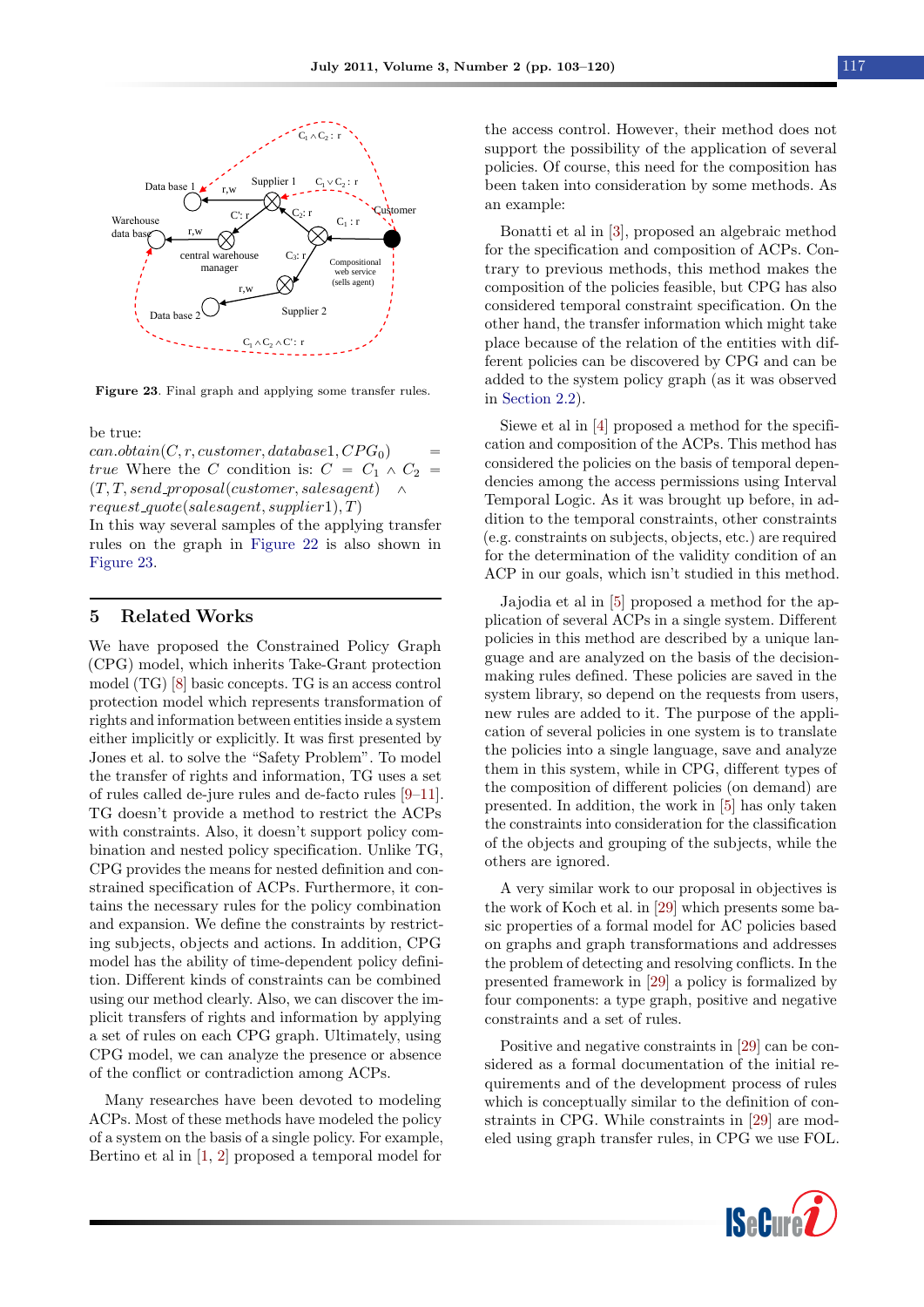Figure 23. Final graph and applying some transfer rules.

be true:
$can.obtain(C, r, customer, database1, CPG_0) = true$ Where the $C$ condition is: $C = C_1 \wedge C_2 = (T, T, send\_proposal(customer, salesagent) \wedge request\_quote(salesagent, supplier1), T)$
In this way several samples of the applying transfer rules on the graph in Figure 22 is also shown in Figure 23.

## 5 Related Works

We have proposed the Constrained Policy Graph (CPG) model, which inherits Take-Grant protection model (TG) [8] basic concepts. TG is an access control protection model which represents transformation of rights and information between entities inside a system either implicitly or explicitly. It was first presented by Jones et al. to solve the "Safety Problem". To model the transfer of rights and information, TG uses a set of rules called de-jure rules and de-facto rules [9–11]. TG doesn't provide a method to restrict the ACPs with constraints. Also, it doesn't support policy combination and nested policy specification. Unlike TG, CPG provides the means for nested definition and constrained specification of ACPs. Furthermore, it contains the necessary rules for the policy combination and expansion. We define the constraints by restricting subjects, objects and actions. In addition, CPG model has the ability of time-dependent policy definition. Different kinds of constraints can be combined using our method clearly. Also, we can discover the implicit transfers of rights and information by applying a set of rules on each CPG graph. Ultimately, using CPG model, we can analyze the presence or absence of the conflict or contradiction among ACPs.

Many researches have been devoted to modeling ACPs. Most of these methods have modeled the policy of a system on the basis of a single policy. For example, Bertino et al in [1, 2] proposed a temporal model for the access control. However, their method does not support the possibility of the application of several policies. Of course, this need for the composition has been taken into consideration by some methods. As an example:

Bonatti et al in [3], proposed an algebraic method for the specification and composition of ACPs. Contrary to previous methods, this method makes the composition of the policies feasible, but CPG has also considered temporal constraint specification. On the other hand, the transfer information which might take place because of the relation of the entities with different policies can be discovered by CPG and can be added to the system policy graph (as it was observed in Section 2.2).

Siewe et al in [4] proposed a method for the specification and composition of the ACPs. This method has considered the policies on the basis of temporal dependencies among the access permissions using Interval Temporal Logic. As it was brought up before, in addition to the temporal constraints, other constraints (e.g. constraints on subjects, objects, etc.) are required for the determination of the validity condition of an ACP in our goals, which isn't studied in this method.

Jajodia et al in [5] proposed a method for the application of several ACPs in a single system. Different policies in this method are described by a unique language and are analyzed on the basis of the decision-making rules defined. These policies are saved in the system library, so depend on the requests from users, new rules are added to it. The purpose of the application of several policies in one system is to translate the policies into a single language, save and analyze them in this system, while in CPG, different types of the composition of different policies (on demand) are presented. In addition, the work in [5] has only taken the constraints into consideration for the classification of the objects and grouping of the subjects, while the others are ignored.

A very similar work to our proposal in objectives is the work of Koch et al. in [29] which presents some basic properties of a formal model for AC policies based on graphs and graph transformations and addresses the problem of detecting and resolving conflicts. In the presented framework in [29] a policy is formalized by four components: a type graph, positive and negative constraints and a set of rules.

Positive and negative constraints in [29] can be considered as a formal documentation of the initial requirements and of the development process of rules which is conceptually similar to the definition of constraints in CPG. While constraints in [29] are modeled using graph transfer rules, in CPG we use FOL.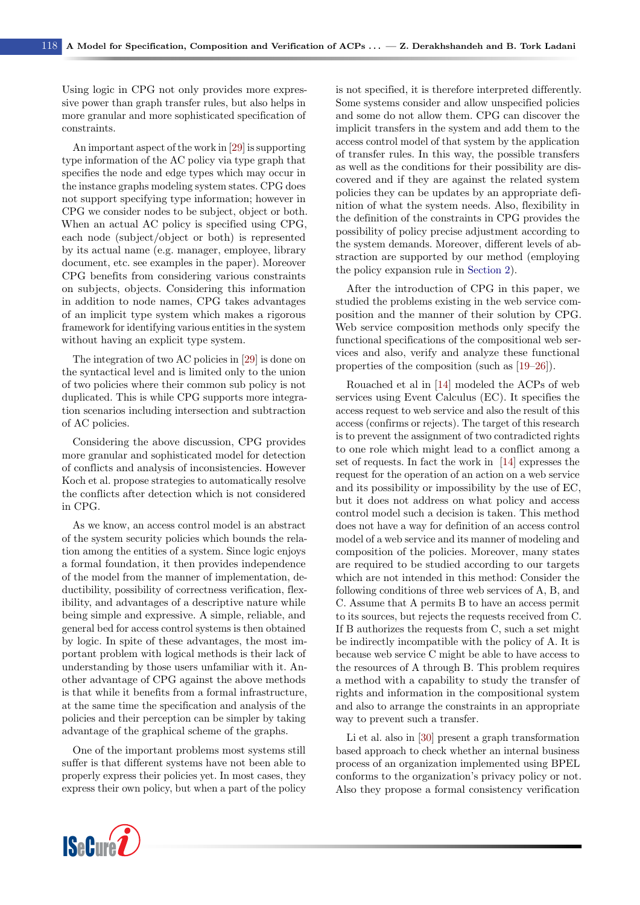Using logic in CPG not only provides more expressive power than graph transfer rules, but also helps in more granular and more sophisticated specification of constraints.

An important aspect of the work in [29] is supporting type information of the AC policy via type graph that specifies the node and edge types which may occur in the instance graphs modeling system states. CPG does not support specifying type information; however in CPG we consider nodes to be subject, object or both. When an actual AC policy is specified using CPG, each node (subject/object or both) is represented by its actual name (e.g. manager, employee, library document, etc. see examples in the paper). Moreover CPG benefits from considering various constraints on subjects, objects. Considering this information in addition to node names, CPG takes advantages of an implicit type system which makes a rigorous framework for identifying various entities in the system without having an explicit type system.

The integration of two AC policies in [29] is done on the syntactical level and is limited only to the union of two policies where their common sub policy is not duplicated. This is while CPG supports more integration scenarios including intersection and subtraction of AC policies.

Considering the above discussion, CPG provides more granular and sophisticated model for detection of conflicts and analysis of inconsistencies. However Koch et al. propose strategies to automatically resolve the conflicts after detection which is not considered in CPG.

As we know, an access control model is an abstract of the system security policies which bounds the relation among the entities of a system. Since logic enjoys a formal foundation, it then provides independence of the model from the manner of implementation, deductibility, possibility of correctness verification, flexibility, and advantages of a descriptive nature while being simple and expressive. A simple, reliable, and general bed for access control systems is then obtained by logic. In spite of these advantages, the most important problem with logical methods is their lack of understanding by those users unfamiliar with it. Another advantage of CPG against the above methods is that while it benefits from a formal infrastructure, at the same time the specification and analysis of the policies and their perception can be simpler by taking advantage of the graphical scheme of the graphs.

One of the important problems most systems still suffer is that different systems have not been able to properly express their policies yet. In most cases, they express their own policy, but when a part of the policy is not specified, it is therefore interpreted differently. Some systems consider and allow unspecified policies and some do not allow them. CPG can discover the implicit transfers in the system and add them to the access control model of that system by the application of transfer rules. In this way, the possible transfers as well as the conditions for their possibility are discovered and if they are against the related system policies they can be updates by an appropriate definition of what the system needs. Also, flexibility in the definition of the constraints in CPG provides the possibility of policy precise adjustment according to the system demands. Moreover, different levels of abstraction are supported by our method (employing the policy expansion rule in Section 2).

After the introduction of CPG in this paper, we studied the problems existing in the web service composition and the manner of their solution by CPG. Web service composition methods only specify the functional specifications of the compositional web services and also, verify and analyze these functional properties of the composition (such as [19–26]).

Rouached et al in [14] modeled the ACPs of web services using Event Calculus (EC). It specifies the access request to web service and also the result of this access (confirms or rejects). The target of this research is to prevent the assignment of two contradicted rights to one role which might lead to a conflict among a set of requests. In fact the work in [14] expresses the request for the operation of an action on a web service and its possibility or impossibility by the use of EC, but it does not address on what policy and access control model such a decision is taken. This method does not have a way for definition of an access control model of a web service and its manner of modeling and composition of the policies. Moreover, many states are required to be studied according to our targets which are not intended in this method: Consider the following conditions of three web services of A, B, and C. Assume that A permits B to have an access permit to its sources, but rejects the requests received from C. If B authorizes the requests from C, such a set might be indirectly incompatible with the policy of A. It is because web service C might be able to have access to the resources of A through B. This problem requires a method with a capability to study the transfer of rights and information in the compositional system and also to arrange the constraints in an appropriate way to prevent such a transfer.

Li et al. also in [30] present a graph transformation based approach to check whether an internal business process of an organization implemented using BPEL conforms to the organization's privacy policy or not. Also they propose a formal consistency verification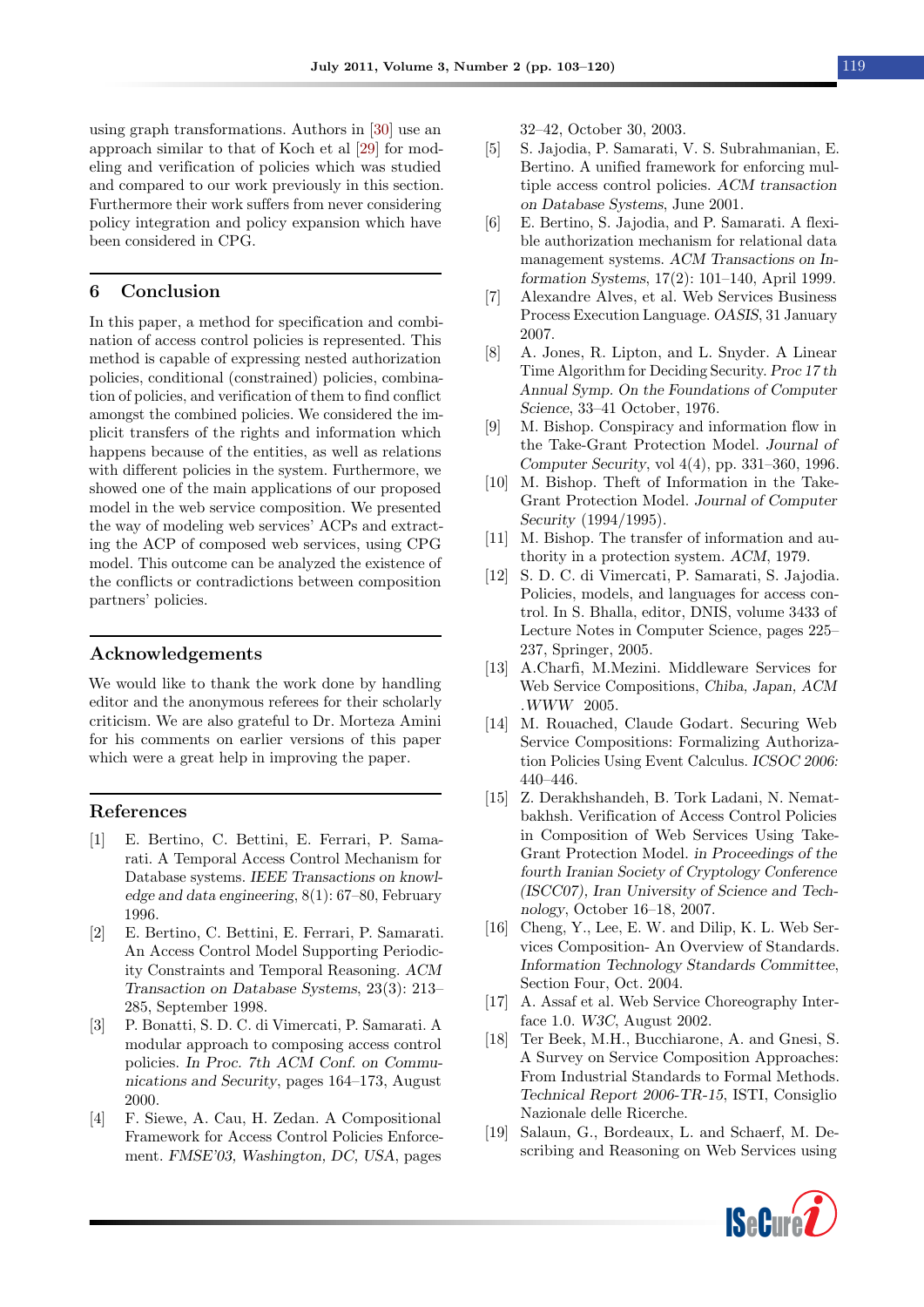using graph transformations. Authors in [30] use an approach similar to that of Koch et al [29] for modeling and verification of policies which was studied and compared to our work previously in this section. Furthermore their work suffers from never considering policy integration and policy expansion which have been considered in CPG.

## 6 Conclusion

In this paper, a method for specification and combination of access control policies is represented. This method is capable of expressing nested authorization policies, conditional (constrained) policies, combination of policies, and verification of them to find conflict amongst the combined policies. We considered the implicit transfers of the rights and information which happens because of the entities, as well as relations with different policies in the system. Furthermore, we showed one of the main applications of our proposed model in the web service composition. We presented the way of modeling web services' ACPs and extracting the ACP of composed web services, using CPG model. This outcome can be analyzed the existence of the conflicts or contradictions between composition partners' policies.

## Acknowledgements

We would like to thank the work done by handling editor and the anonymous referees for their scholarly criticism. We are also grateful to Dr. Morteza Amini for his comments on earlier versions of this paper which were a great help in improving the paper.

## References

[1] E. Bertino, C. Bettini, E. Ferrari, P. Samarati. A Temporal Access Control Mechanism for Database systems. *IEEE Transactions on knowledge and data engineering*, 8(1): 67–80, February 1996.

[2] E. Bertino, C. Bettini, E. Ferrari, P. Samarati. An Access Control Model Supporting Periodicity Constraints and Temporal Reasoning. *ACM Transaction on Database Systems*, 23(3): 213–285, September 1998.

[3] P. Bonatti, S. D. C. di Vimercati, P. Samarati. A modular approach to composing access control policies. *In Proc. 7th ACM Conf. on Communications and Security*, pages 164–173, August 2000.

[4] F. Siewe, A. Cau, H. Zedan. A Compositional Framework for Access Control Policies Enforcement. *FMSE'03, Washington, DC, USA*, pages 32–42, October 30, 2003.

[5] S. Jajodia, P. Samarati, V. S. Subrahmanian, E. Bertino. A unified framework for enforcing multiple access control policies. *ACM transaction on Database Systems*, June 2001.

[6] E. Bertino, S. Jajodia, and P. Samarati. A flexible authorization mechanism for relational data management systems. *ACM Transactions on Information Systems*, 17(2): 101–140, April 1999.

[7] Alexandre Alves, et al. Web Services Business Process Execution Language. *OASIS*, 31 January 2007.

[8] A. Jones, R. Lipton, and L. Snyder. A Linear Time Algorithm for Deciding Security. *Proc 17 th Annual Symp. On the Foundations of Computer Science*, 33–41 October, 1976.

[9] M. Bishop. Conspiracy and information flow in the Take-Grant Protection Model. *Journal of Computer Security*, vol 4(4), pp. 331–360, 1996.

[10] M. Bishop. Theft of Information in the Take-Grant Protection Model. *Journal of Computer Security* (1994/1995).

[11] M. Bishop. The transfer of information and authority in a protection system. *ACM*, 1979.

[12] S. D. C. di Vimercati, P. Samarati, S. Jajodia. Policies, models, and languages for access control. In S. Bhalla, editor, DNIS, volume 3433 of Lecture Notes in Computer Science, pages 225–237, Springer, 2005.

[13] A.Charfi, M.Mezini. Middleware Services for Web Service Compositions, *Chiba, Japan, ACM .WWW* 2005.

[14] M. Rouached, Claude Godart. Securing Web Service Compositions: Formalizing Authorization Policies Using Event Calculus. *ICSOC 2006*: 440–446.

[15] Z. Derakhshandeh, B. Tork Ladani, N. Nematbakhsh. Verification of Access Control Policies in Composition of Web Services Using Take-Grant Protection Model. *in Proceedings of the fourth Iranian Society of Cryptology Conference (ISCC07), Iran University of Science and Technology*, October 16–18, 2007.

[16] Cheng, Y., Lee, E. W. and Dilip, K. L. Web Services Composition- An Overview of Standards. *Information Technology Standards Committee*, Section Four, Oct. 2004.

[17] A. Assaf et al. Web Service Choreography Interface 1.0. *W3C*, August 2002.

[18] Ter Beek, M.H., Bucchiarone, A. and Gnesi, S. A Survey on Service Composition Approaches: From Industrial Standards to Formal Methods. *Technical Report 2006-TR-15*, ISTI, Consiglio Nazionale delle Ricerche.

[19] Salaun, G., Bordeaux, L. and Schaerf, M. Describing and Reasoning on Web Services using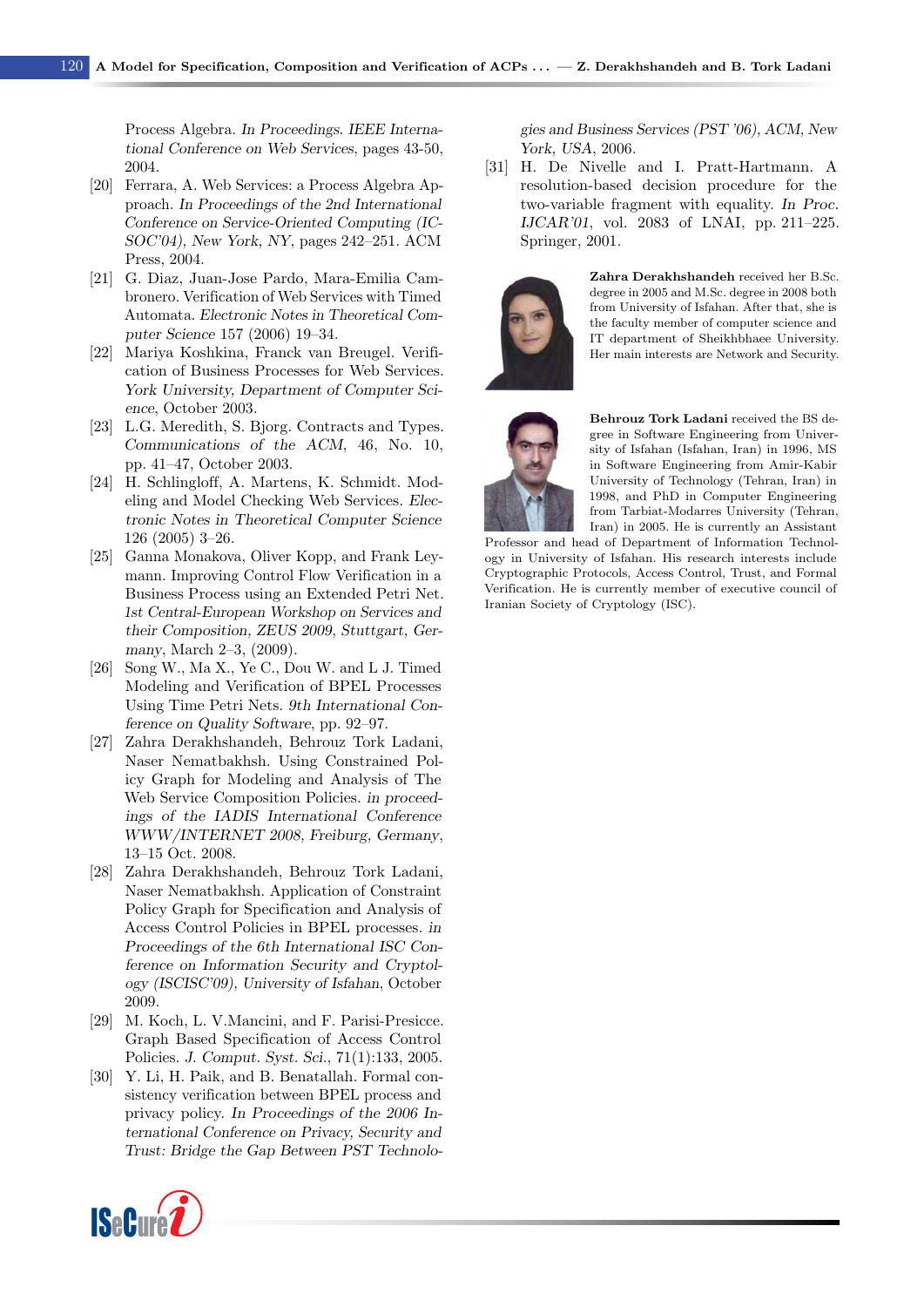Process Algebra. *In Proceedings. IEEE International Conference on Web Services*, pages 43-50, 2004.

[20] Ferrara, A. Web Services: a Process Algebra Approach. *In Proceedings of the 2nd International Conference on Service-Oriented Computing (ICSOC'04), New York, NY*, pages 242–251. ACM Press, 2004.

[21] G. Diaz, Juan-Jose Pardo, Mara-Emilia Cambronero. Verification of Web Services with Timed Automata. *Electronic Notes in Theoretical Computer Science* 157 (2006) 19–34.

[22] Mariya Koshkina, Franck van Breugel. Verification of Business Processes for Web Services. *York University, Department of Computer Science*, October 2003.

[23] L.G. Meredith, S. Bjorg. Contracts and Types. *Communications of the ACM*, 46, No. 10, pp. 41–47, October 2003.

[24] H. Schlingloff, A. Martens, K. Schmidt. Modeling and Model Checking Web Services. *Electronic Notes in Theoretical Computer Science* 126 (2005) 3–26.

[25] Ganna Monakova, Oliver Kopp, and Frank Leymann. Improving Control Flow Verification in a Business Process using an Extended Petri Net. *1st Central-European Workshop on Services and their Composition, ZEUS 2009, Stuttgart, Germany*, March 2–3, (2009).

[26] Song W., Ma X., Ye C., Dou W. and L J. Timed Modeling and Verification of BPEL Processes Using Time Petri Nets. *9th International Conference on Quality Software*, pp. 92–97.

[27] Zahra Derakhshandeh, Behrouz Tork Ladani, Naser Nematbakhsh. Using Constrained Policy Graph for Modeling and Analysis of The Web Service Composition Policies. *in proceedings of the IADIS International Conference WWW/INTERNET 2008, Freiburg, Germany*, 13–15 Oct. 2008.

[28] Zahra Derakhshandeh, Behrouz Tork Ladani, Naser Nematbakhsh. Application of Constraint Policy Graph for Specification and Analysis of Access Control Policies in BPEL processes. *in Proceedings of the 6th International ISC Conference on Information Security and Cryptology (ISCISC'09), University of Isfahan*, October 2009.

[29] M. Koch, L. V.Mancini, and F. Parisi-Presicce. Graph Based Specification of Access Control Policies. *J. Comput. Syst. Sci.*, 71(1):133, 2005.

[30] Y. Li, H. Paik, and B. Benatallah. Formal consistency verification between BPEL process and privacy policy. *In Proceedings of the 2006 International Conference on Privacy, Security and Trust: Bridge the Gap Between PST Technologies and Business Services (PST '06), ACM, New York, USA*, 2006.

[31] H. De Nivelle and I. Pratt-Hartmann. A resolution-based decision procedure for the two-variable fragment with equality. *In Proc. IJCAR'01*, vol. 2083 of LNAI, pp. 211–225. Springer, 2001.

**Zahra Derakhshandeh** received her B.Sc. degree in 2005 and M.Sc. degree in 2008 both from University of Isfahan. After that, she is the faculty member of computer science and IT department of Sheikhbhaee University. Her main interests are Network and Security.

**Behrouz Tork Ladani** received the BS degree in Software Engineering from University of Isfahan (Isfahan, Iran) in 1996, MS in Software Engineering from Amir-Kabir University of Technology (Tehran, Iran) in 1998, and PhD in Computer Engineering from Tarbiat-Modarres University (Tehran, Iran) in 2005. He is currently an Assistant Professor and head of Department of Information Technology in University of Isfahan. His research interests include Cryptographic Protocols, Access Control, Trust, and Formal Verification. He is currently member of executive council of Iranian Society of Cryptology (ISC).